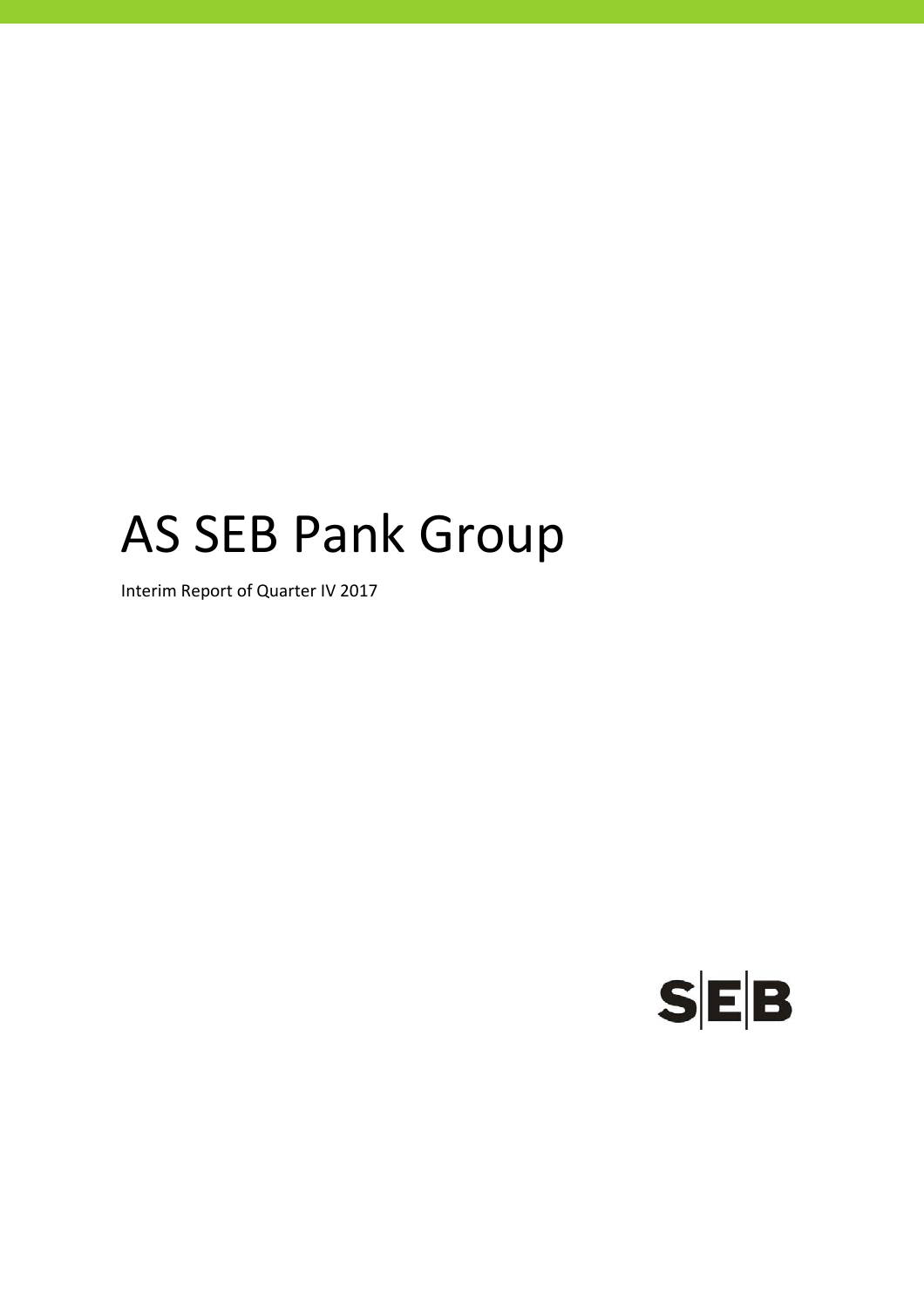# AS SEB Pank Group

Interim Report of Quarter IV 2017

SEB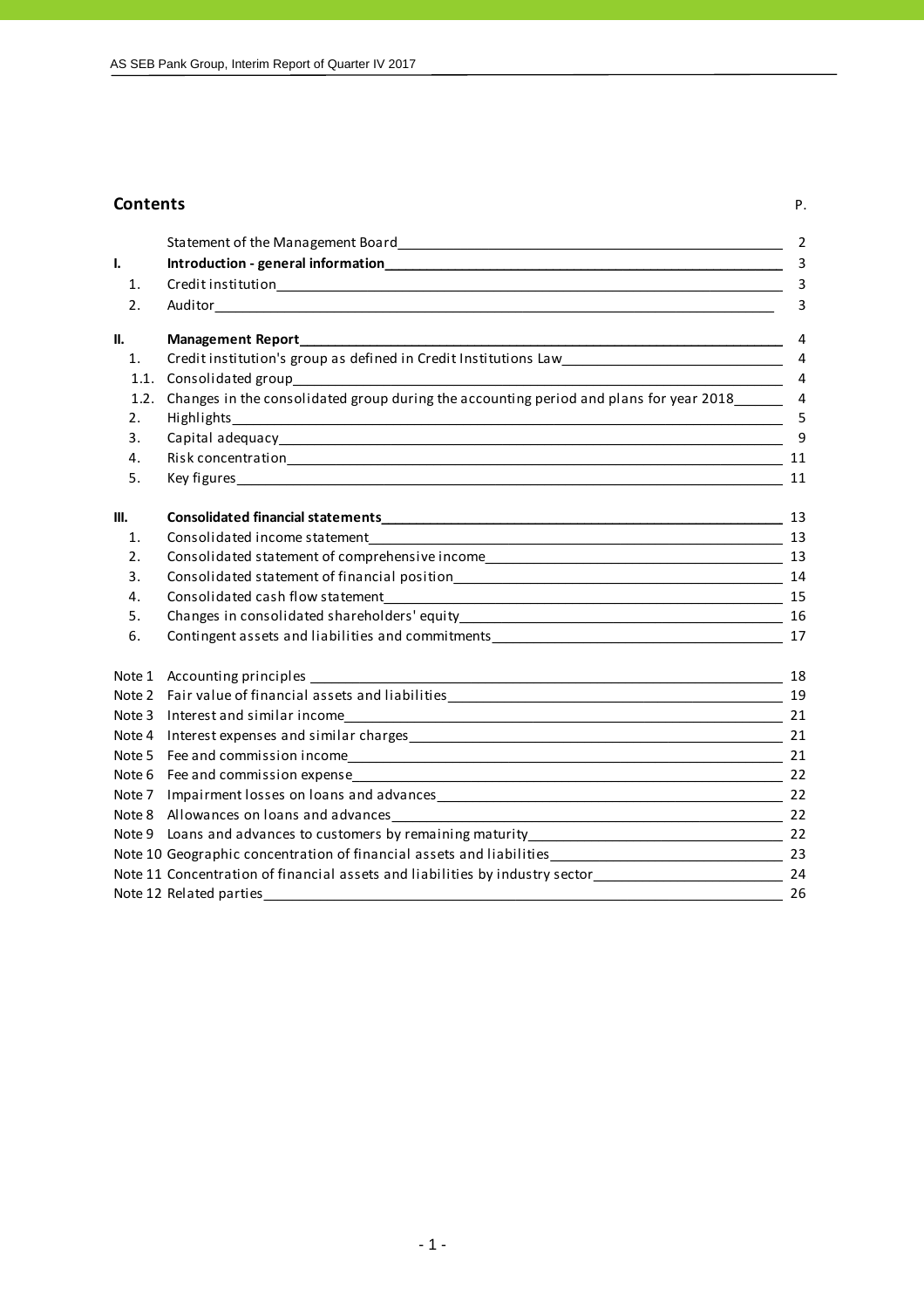## Contents

| | | P. |
|---|---|---|
| | Statement of the Management Board | 2 |
| **I.** | **Introduction - general information** | 3 |
| 1. | Credit institution | 3 |
| 2. | Auditor | 3 |
| **II.** | **Management Report** | 4 |
| 1. | Credit institution's group as defined in Credit Institutions Law | 4 |
| 1.1. | Consolidated group | 4 |
| 1.2. | Changes in the consolidated group during the accounting period and plans for year 2018 | 4 |
| 2. | Highlights | 5 |
| 3. | Capital adequacy | 9 |
| 4. | Risk concentration | 11 |
| 5. | Key figures | 11 |
| **III.** | **Consolidated financial statements** | 13 |
| 1. | Consolidated income statement | 13 |
| 2. | Consolidated statement of comprehensive income | 13 |
| 3. | Consolidated statement of financial position | 14 |
| 4. | Consolidated cash flow statement | 15 |
| 5. | Changes in consolidated shareholders' equity | 16 |
| 6. | Contingent assets and liabilities and commitments | 17 |
| Note 1 | Accounting principles | 18 |
| Note 2 | Fair value of financial assets and liabilities | 19 |
| Note 3 | Interest and similar income | 21 |
| Note 4 | Interest expenses and similar charges | 21 |
| Note 5 | Fee and commission income | 21 |
| Note 6 | Fee and commission expense | 22 |
| Note 7 | Impairment losses on loans and advances | 22 |
| Note 8 | Allowances on loans and advances | 22 |
| Note 9 | Loans and advances to customers by remaining maturity | 22 |
| Note 10 | Geographic concentration of financial assets and liabilities | 23 |
| Note 11 | Concentration of financial assets and liabilities by industry sector | 24 |
| Note 12 | Related parties | 26 |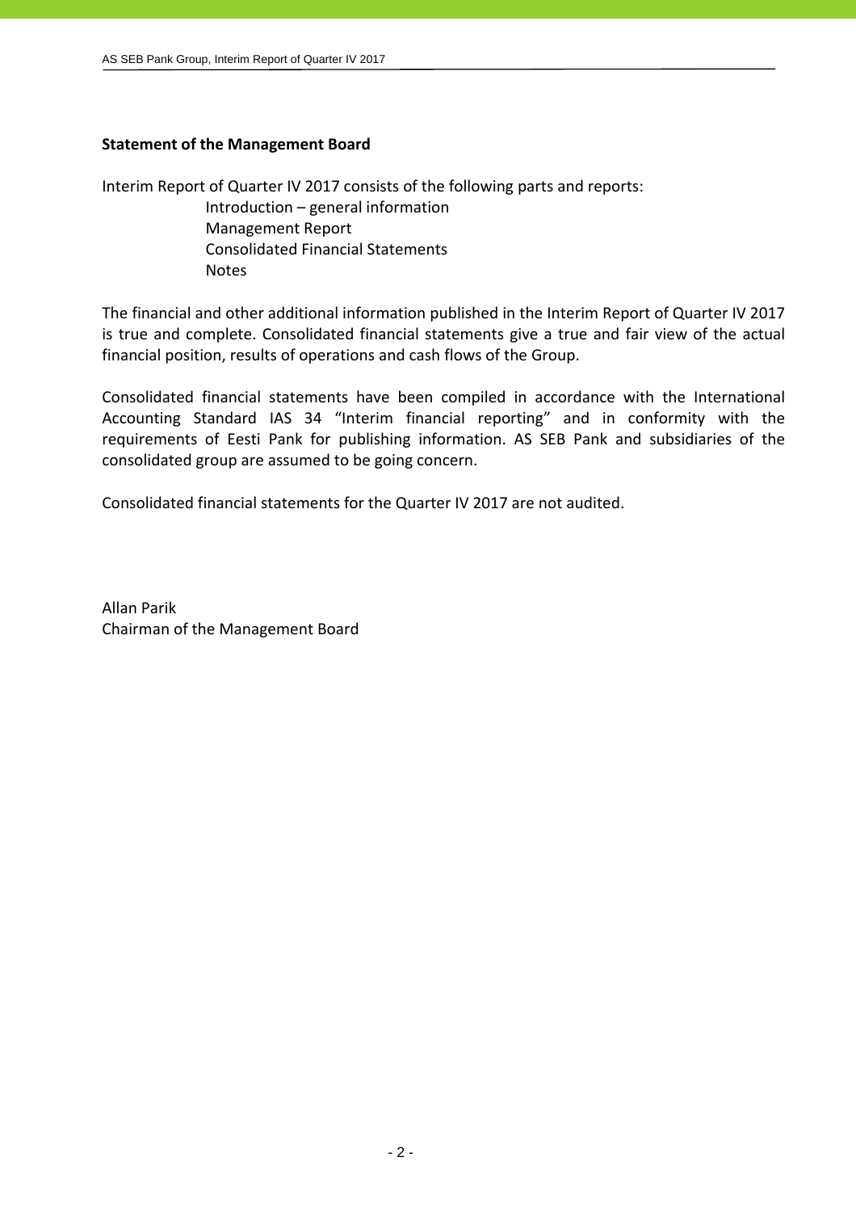## Statement of the Management Board

Interim Report of Quarter IV 2017 consists of the following parts and reports:

- Introduction – general information
- Management Report
- Consolidated Financial Statements
- Notes

The financial and other additional information published in the Interim Report of Quarter IV 2017 is true and complete. Consolidated financial statements give a true and fair view of the actual financial position, results of operations and cash flows of the Group.

Consolidated financial statements have been compiled in accordance with the International Accounting Standard IAS 34 "Interim financial reporting" and in conformity with the requirements of Eesti Pank for publishing information. AS SEB Pank and subsidiaries of the consolidated group are assumed to be going concern.

Consolidated financial statements for the Quarter IV 2017 are not audited.

Allan Parik
Chairman of the Management Board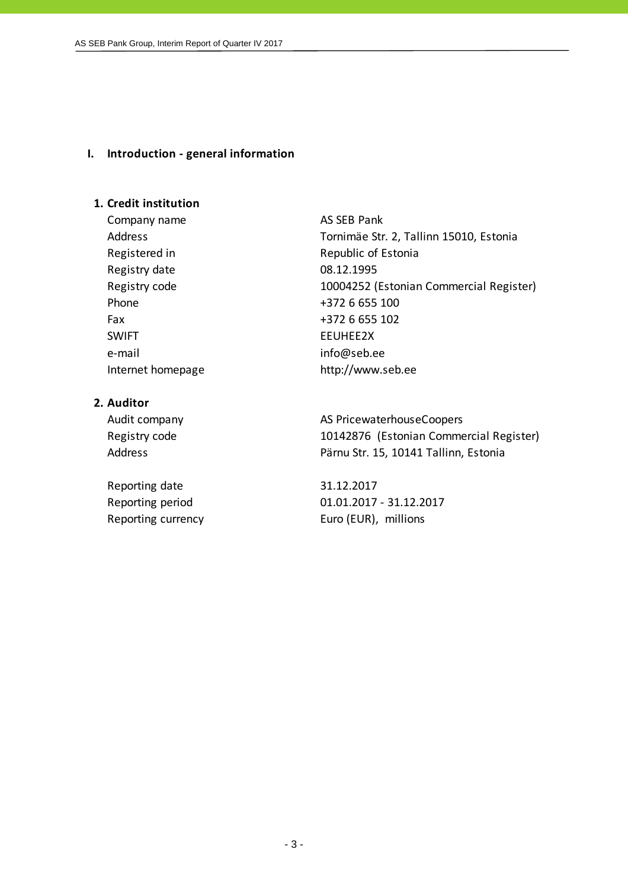# I. Introduction - general information

## 1. Credit institution

| | |
|---|---|
| Company name | AS SEB Pank |
| Address | Tornimäe Str. 2, Tallinn 15010, Estonia |
| Registered in | Republic of Estonia |
| Registry date | 08.12.1995 |
| Registry code | 10004252 (Estonian Commercial Register) |
| Phone | +372 6 655 100 |
| Fax | +372 6 655 102 |
| SWIFT | EEUHEE2X |
| e-mail | info@seb.ee |
| Internet homepage | http://www.seb.ee |

## 2. Auditor

| | |
|---|---|
| Audit company | AS PricewaterhouseCoopers |
| Registry code | 10142876 (Estonian Commercial Register) |
| Address | Pärnu Str. 15, 10141 Tallinn, Estonia |
| | |
| Reporting date | 31.12.2017 |
| Reporting period | 01.01.2017 - 31.12.2017 |
| Reporting currency | Euro (EUR), millions |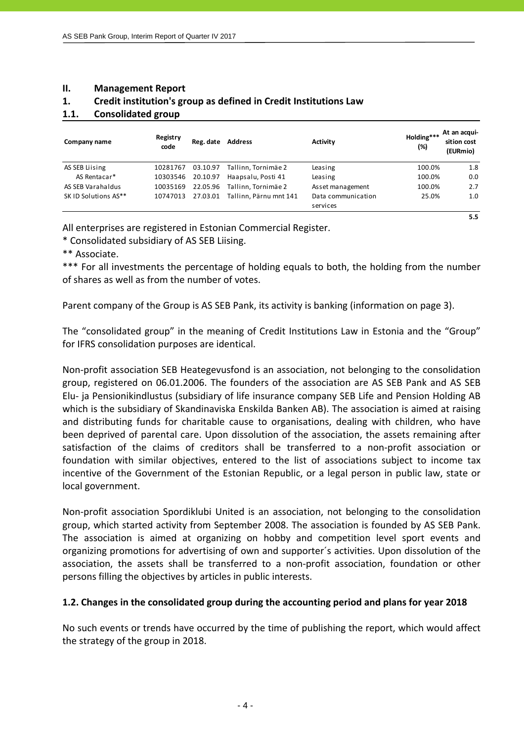## II. Management Report

## 1. Credit institution's group as defined in Credit Institutions Law

### 1.1. Consolidated group

| Company name | Registry code | Reg. date | Address | Activity | Holding*** (%) | At an acquisition cost (EURmio) |
|---|---|---|---|---|---|---|
| AS SEB Liising | 10281767 | 03.10.97 | Tallinn, Tornimäe 2 | Leasing | 100.0% | 1.8 |
| AS Rentacar* | 10303546 | 20.10.97 | Haapsalu, Posti 41 | Leasing | 100.0% | 0.0 |
| AS SEB Varahaldus | 10035169 | 22.05.96 | Tallinn, Tornimäe 2 | Asset management | 100.0% | 2.7 |
| SK ID Solutions AS** | 10747013 | 27.03.01 | Tallinn, Pärnu mnt 141 | Data communication services | 25.0% | 1.0 |
| | | | | | | **5.5** |

All enterprises are registered in Estonian Commercial Register.

\* Consolidated subsidiary of AS SEB Liising.

\** Associate.

\*** For all investments the percentage of holding equals to both, the holding from the number of shares as well as from the number of votes.

Parent company of the Group is AS SEB Pank, its activity is banking (information on page 3).

The "consolidated group" in the meaning of Credit Institutions Law in Estonia and the "Group" for IFRS consolidation purposes are identical.

Non-profit association SEB Heategevusfond is an association, not belonging to the consolidation group, registered on 06.01.2006. The founders of the association are AS SEB Pank and AS SEB Elu- ja Pensionikindlustus (subsidiary of life insurance company SEB Life and Pension Holding AB which is the subsidiary of Skandinaviska Enskilda Banken AB). The association is aimed at raising and distributing funds for charitable cause to organisations, dealing with children, who have been deprived of parental care. Upon dissolution of the association, the assets remaining after satisfaction of the claims of creditors shall be transferred to a non-profit association or foundation with similar objectives, entered to the list of associations subject to income tax incentive of the Government of the Estonian Republic, or a legal person in public law, state or local government.

Non-profit association Spordiklubi United is an association, not belonging to the consolidation group, which started activity from September 2008. The association is founded by AS SEB Pank. The association is aimed at organizing on hobby and competition level sport events and organizing promotions for advertising of own and supporter´s activities. Upon dissolution of the association, the assets shall be transferred to a non-profit association, foundation or other persons filling the objectives by articles in public interests.

### 1.2. Changes in the consolidated group during the accounting period and plans for year 2018

No such events or trends have occurred by the time of publishing the report, which would affect the strategy of the group in 2018.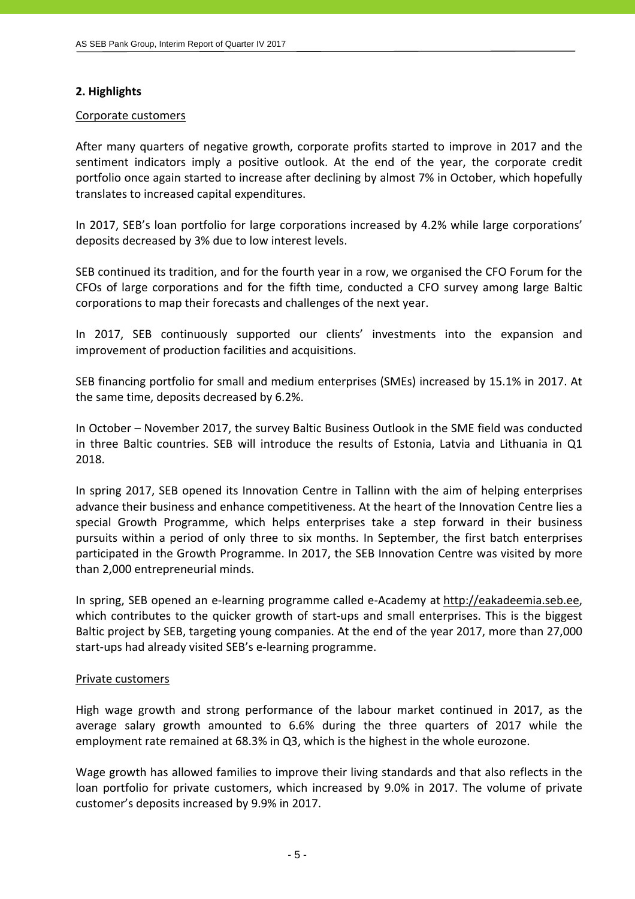## 2. Highlights

Corporate customers

After many quarters of negative growth, corporate profits started to improve in 2017 and the sentiment indicators imply a positive outlook. At the end of the year, the corporate credit portfolio once again started to increase after declining by almost 7% in October, which hopefully translates to increased capital expenditures.

In 2017, SEB's loan portfolio for large corporations increased by 4.2% while large corporations' deposits decreased by 3% due to low interest levels.

SEB continued its tradition, and for the fourth year in a row, we organised the CFO Forum for the CFOs of large corporations and for the fifth time, conducted a CFO survey among large Baltic corporations to map their forecasts and challenges of the next year.

In 2017, SEB continuously supported our clients' investments into the expansion and improvement of production facilities and acquisitions.

SEB financing portfolio for small and medium enterprises (SMEs) increased by 15.1% in 2017. At the same time, deposits decreased by 6.2%.

In October – November 2017, the survey Baltic Business Outlook in the SME field was conducted in three Baltic countries. SEB will introduce the results of Estonia, Latvia and Lithuania in Q1 2018.

In spring 2017, SEB opened its Innovation Centre in Tallinn with the aim of helping enterprises advance their business and enhance competitiveness. At the heart of the Innovation Centre lies a special Growth Programme, which helps enterprises take a step forward in their business pursuits within a period of only three to six months. In September, the first batch enterprises participated in the Growth Programme. In 2017, the SEB Innovation Centre was visited by more than 2,000 entrepreneurial minds.

In spring, SEB opened an e-learning programme called e-Academy at http://eakadeemia.seb.ee, which contributes to the quicker growth of start-ups and small enterprises. This is the biggest Baltic project by SEB, targeting young companies. At the end of the year 2017, more than 27,000 start-ups had already visited SEB's e-learning programme.

Private customers

High wage growth and strong performance of the labour market continued in 2017, as the average salary growth amounted to 6.6% during the three quarters of 2017 while the employment rate remained at 68.3% in Q3, which is the highest in the whole eurozone.

Wage growth has allowed families to improve their living standards and that also reflects in the loan portfolio for private customers, which increased by 9.0% in 2017. The volume of private customer's deposits increased by 9.9% in 2017.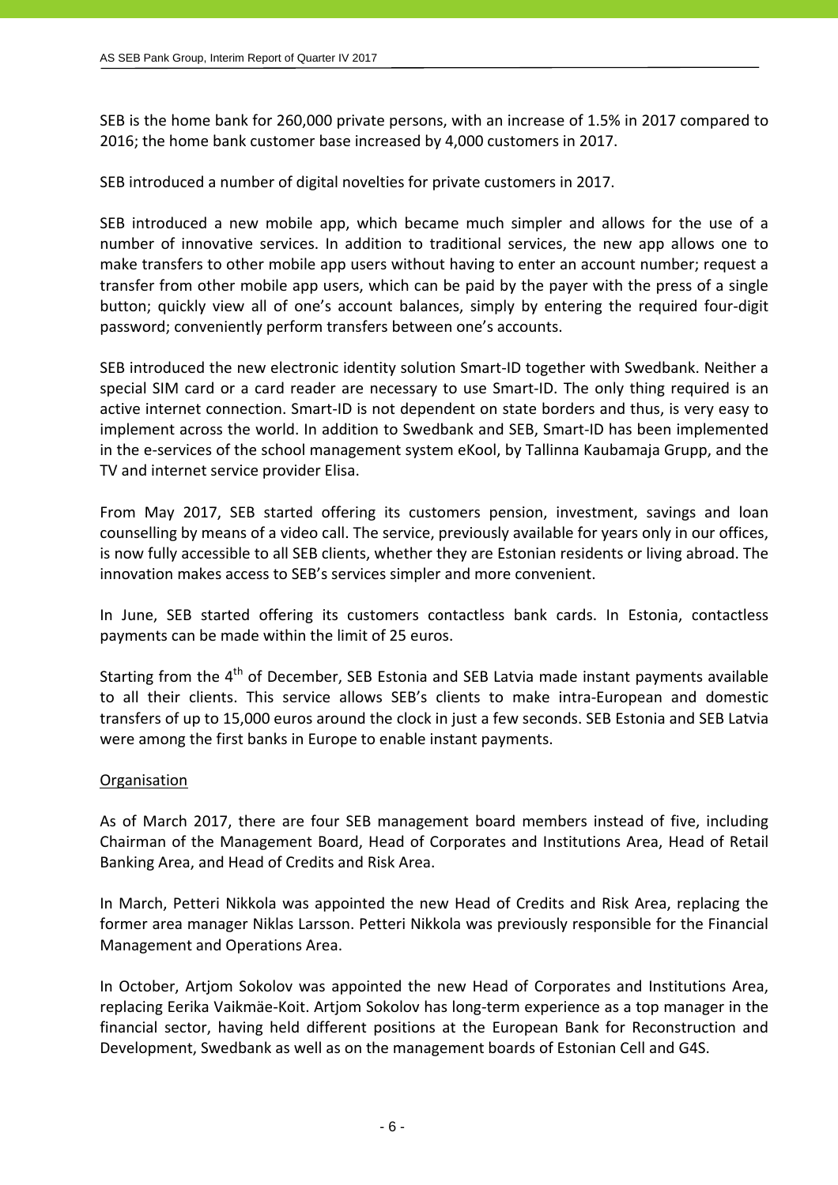SEB is the home bank for 260,000 private persons, with an increase of 1.5% in 2017 compared to 2016; the home bank customer base increased by 4,000 customers in 2017.

SEB introduced a number of digital novelties for private customers in 2017.

SEB introduced a new mobile app, which became much simpler and allows for the use of a number of innovative services. In addition to traditional services, the new app allows one to make transfers to other mobile app users without having to enter an account number; request a transfer from other mobile app users, which can be paid by the payer with the press of a single button; quickly view all of one's account balances, simply by entering the required four-digit password; conveniently perform transfers between one's accounts.

SEB introduced the new electronic identity solution Smart-ID together with Swedbank. Neither a special SIM card or a card reader are necessary to use Smart-ID. The only thing required is an active internet connection. Smart-ID is not dependent on state borders and thus, is very easy to implement across the world. In addition to Swedbank and SEB, Smart-ID has been implemented in the e-services of the school management system eKool, by Tallinna Kaubamaja Grupp, and the TV and internet service provider Elisa.

From May 2017, SEB started offering its customers pension, investment, savings and loan counselling by means of a video call. The service, previously available for years only in our offices, is now fully accessible to all SEB clients, whether they are Estonian residents or living abroad. The innovation makes access to SEB's services simpler and more convenient.

In June, SEB started offering its customers contactless bank cards. In Estonia, contactless payments can be made within the limit of 25 euros.

Starting from the 4th of December, SEB Estonia and SEB Latvia made instant payments available to all their clients. This service allows SEB's clients to make intra-European and domestic transfers of up to 15,000 euros around the clock in just a few seconds. SEB Estonia and SEB Latvia were among the first banks in Europe to enable instant payments.

Organisation

As of March 2017, there are four SEB management board members instead of five, including Chairman of the Management Board, Head of Corporates and Institutions Area, Head of Retail Banking Area, and Head of Credits and Risk Area.

In March, Petteri Nikkola was appointed the new Head of Credits and Risk Area, replacing the former area manager Niklas Larsson. Petteri Nikkola was previously responsible for the Financial Management and Operations Area.

In October, Artjom Sokolov was appointed the new Head of Corporates and Institutions Area, replacing Eerika Vaikmäe-Koit. Artjom Sokolov has long-term experience as a top manager in the financial sector, having held different positions at the European Bank for Reconstruction and Development, Swedbank as well as on the management boards of Estonian Cell and G4S.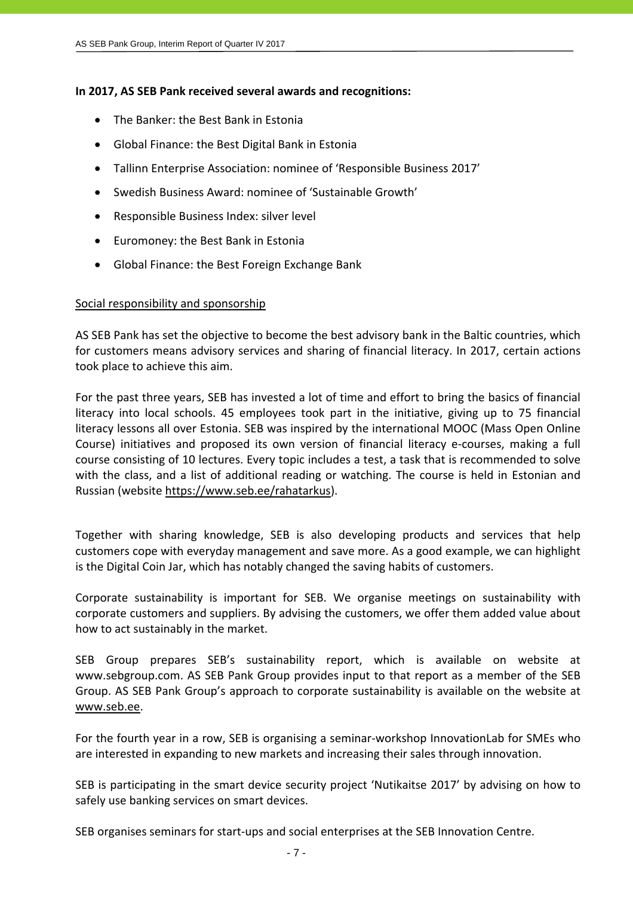**In 2017, AS SEB Pank received several awards and recognitions:**

- The Banker: the Best Bank in Estonia
- Global Finance: the Best Digital Bank in Estonia
- Tallinn Enterprise Association: nominee of 'Responsible Business 2017'
- Swedish Business Award: nominee of 'Sustainable Growth'
- Responsible Business Index: silver level
- Euromoney: the Best Bank in Estonia
- Global Finance: the Best Foreign Exchange Bank

Social responsibility and sponsorship

AS SEB Pank has set the objective to become the best advisory bank in the Baltic countries, which for customers means advisory services and sharing of financial literacy. In 2017, certain actions took place to achieve this aim.

For the past three years, SEB has invested a lot of time and effort to bring the basics of financial literacy into local schools. 45 employees took part in the initiative, giving up to 75 financial literacy lessons all over Estonia. SEB was inspired by the international MOOC (Mass Open Online Course) initiatives and proposed its own version of financial literacy e-courses, making a full course consisting of 10 lectures. Every topic includes a test, a task that is recommended to solve with the class, and a list of additional reading or watching. The course is held in Estonian and Russian (website https://www.seb.ee/rahatarkus).

Together with sharing knowledge, SEB is also developing products and services that help customers cope with everyday management and save more. As a good example, we can highlight is the Digital Coin Jar, which has notably changed the saving habits of customers.

Corporate sustainability is important for SEB. We organise meetings on sustainability with corporate customers and suppliers. By advising the customers, we offer them added value about how to act sustainably in the market.

SEB Group prepares SEB's sustainability report, which is available on website at www.sebgroup.com. AS SEB Pank Group provides input to that report as a member of the SEB Group. AS SEB Pank Group's approach to corporate sustainability is available on the website at www.seb.ee.

For the fourth year in a row, SEB is organising a seminar-workshop InnovationLab for SMEs who are interested in expanding to new markets and increasing their sales through innovation.

SEB is participating in the smart device security project 'Nutikaitse 2017' by advising on how to safely use banking services on smart devices.

SEB organises seminars for start-ups and social enterprises at the SEB Innovation Centre.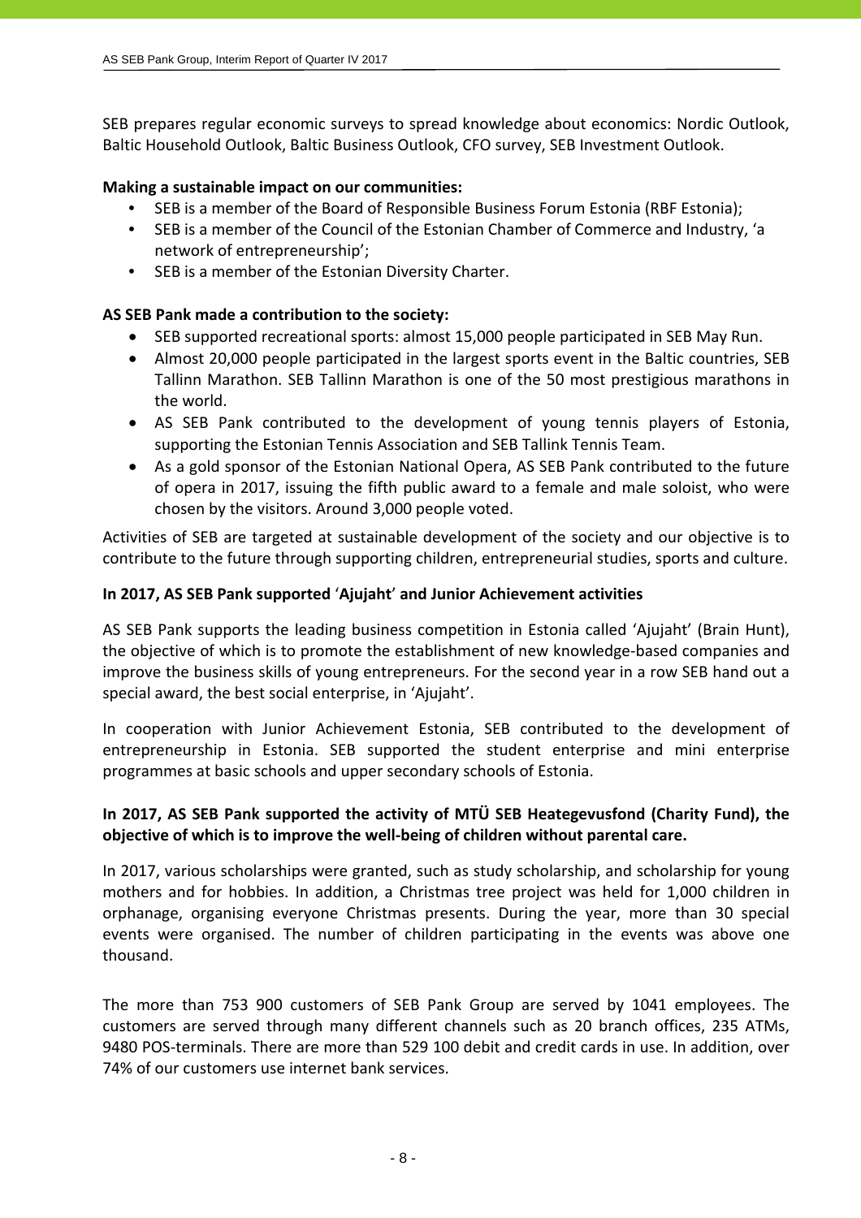SEB prepares regular economic surveys to spread knowledge about economics: Nordic Outlook, Baltic Household Outlook, Baltic Business Outlook, CFO survey, SEB Investment Outlook.

**Making a sustainable impact on our communities:**

- SEB is a member of the Board of Responsible Business Forum Estonia (RBF Estonia);
- SEB is a member of the Council of the Estonian Chamber of Commerce and Industry, 'a network of entrepreneurship';
- SEB is a member of the Estonian Diversity Charter.

**AS SEB Pank made a contribution to the society:**

- SEB supported recreational sports: almost 15,000 people participated in SEB May Run.
- Almost 20,000 people participated in the largest sports event in the Baltic countries, SEB Tallinn Marathon. SEB Tallinn Marathon is one of the 50 most prestigious marathons in the world.
- AS SEB Pank contributed to the development of young tennis players of Estonia, supporting the Estonian Tennis Association and SEB Tallink Tennis Team.
- As a gold sponsor of the Estonian National Opera, AS SEB Pank contributed to the future of opera in 2017, issuing the fifth public award to a female and male soloist, who were chosen by the visitors. Around 3,000 people voted.

Activities of SEB are targeted at sustainable development of the society and our objective is to contribute to the future through supporting children, entrepreneurial studies, sports and culture.

**In 2017, AS SEB Pank supported 'Ajujaht' and Junior Achievement activities**

AS SEB Pank supports the leading business competition in Estonia called 'Ajujaht' (Brain Hunt), the objective of which is to promote the establishment of new knowledge-based companies and improve the business skills of young entrepreneurs. For the second year in a row SEB hand out a special award, the best social enterprise, in 'Ajujaht'.

In cooperation with Junior Achievement Estonia, SEB contributed to the development of entrepreneurship in Estonia. SEB supported the student enterprise and mini enterprise programmes at basic schools and upper secondary schools of Estonia.

**In 2017, AS SEB Pank supported the activity of MTÜ SEB Heategevusfond (Charity Fund), the objective of which is to improve the well-being of children without parental care.**

In 2017, various scholarships were granted, such as study scholarship, and scholarship for young mothers and for hobbies. In addition, a Christmas tree project was held for 1,000 children in orphanage, organising everyone Christmas presents. During the year, more than 30 special events were organised. The number of children participating in the events was above one thousand.

The more than 753 900 customers of SEB Pank Group are served by 1041 employees. The customers are served through many different channels such as 20 branch offices, 235 ATMs, 9480 POS-terminals. There are more than 529 100 debit and credit cards in use. In addition, over 74% of our customers use internet bank services.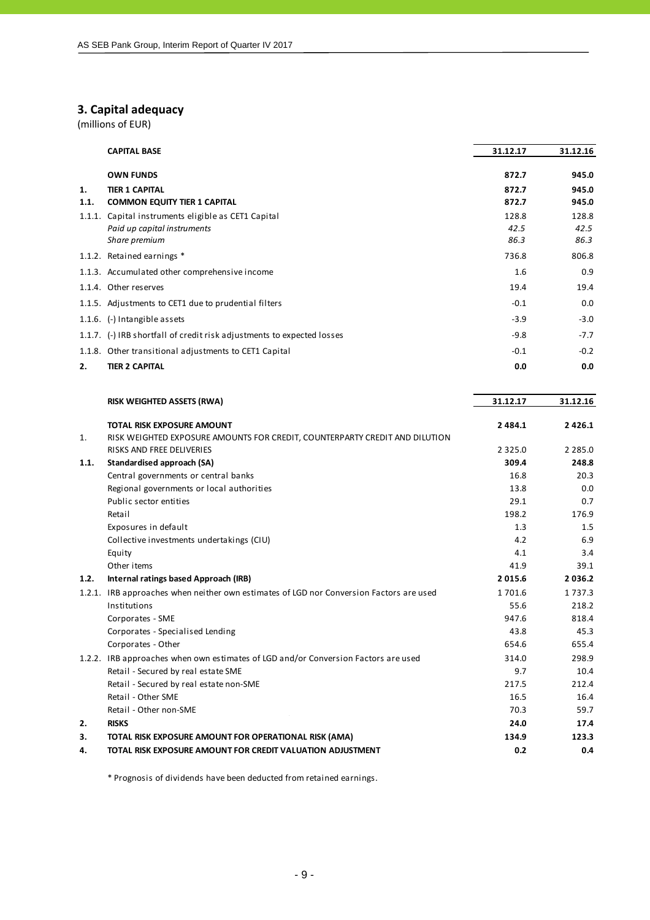## 3. Capital adequacy

(millions of EUR)

| | CAPITAL BASE | 31.12.17 | 31.12.16 |
|---|---|---|---|
| | **OWN FUNDS** | **872.7** | **945.0** |
| **1.** | **TIER 1 CAPITAL** | **872.7** | **945.0** |
| **1.1.** | **COMMON EQUITY TIER 1 CAPITAL** | **872.7** | **945.0** |
| 1.1.1. | Capital instruments eligible as CET1 Capital | 128.8 | 128.8 |
| | *Paid up capital instruments* | *42.5* | *42.5* |
| | *Share premium* | *86.3* | *86.3* |
| 1.1.2. | Retained earnings * | 736.8 | 806.8 |
| 1.1.3. | Accumulated other comprehensive income | 1.6 | 0.9 |
| 1.1.4. | Other reserves | 19.4 | 19.4 |
| 1.1.5. | Adjustments to CET1 due to prudential filters | -0.1 | 0.0 |
| 1.1.6. | (-) Intangible assets | -3.9 | -3.0 |
| 1.1.7. | (-) IRB shortfall of credit risk adjustments to expected losses | -9.8 | -7.7 |
| 1.1.8. | Other transitional adjustments to CET1 Capital | -0.1 | -0.2 |
| **2.** | **TIER 2 CAPITAL** | **0.0** | **0.0** |

| | RISK WEIGHTED ASSETS (RWA) | 31.12.17 | 31.12.16 |
|---|---|---|---|
| | **TOTAL RISK EXPOSURE AMOUNT** | **2 484.1** | **2 426.1** |
| 1. | RISK WEIGHTED EXPOSURE AMOUNTS FOR CREDIT, COUNTERPARTY CREDIT AND DILUTION RISKS AND FREE DELIVERIES | 2 325.0 | 2 285.0 |
| **1.1.** | **Standardised approach (SA)** | **309.4** | **248.8** |
| | Central governments or central banks | 16.8 | 20.3 |
| | Regional governments or local authorities | 13.8 | 0.0 |
| | Public sector entities | 29.1 | 0.7 |
| | Retail | 198.2 | 176.9 |
| | Exposures in default | 1.3 | 1.5 |
| | Collective investments undertakings (CIU) | 4.2 | 6.9 |
| | Equity | 4.1 | 3.4 |
| | Other items | 41.9 | 39.1 |
| **1.2.** | **Internal ratings based Approach (IRB)** | **2 015.6** | **2 036.2** |
| 1.2.1. | IRB approaches when neither own estimates of LGD nor Conversion Factors are used | 1 701.6 | 1 737.3 |
| | Institutions | 55.6 | 218.2 |
| | Corporates - SME | 947.6 | 818.4 |
| | Corporates - Specialised Lending | 43.8 | 45.3 |
| | Corporates - Other | 654.6 | 655.4 |
| 1.2.2. | IRB approaches when own estimates of LGD and/or Conversion Factors are used | 314.0 | 298.9 |
| | Retail - Secured by real estate SME | 9.7 | 10.4 |
| | Retail - Secured by real estate non-SME | 217.5 | 212.4 |
| | Retail - Other SME | 16.5 | 16.4 |
| | Retail - Other non-SME | 70.3 | 59.7 |
| **2.** | **RISKS** | **24.0** | **17.4** |
| **3.** | **TOTAL RISK EXPOSURE AMOUNT FOR OPERATIONAL RISK (AMA)** | **134.9** | **123.3** |
| **4.** | **TOTAL RISK EXPOSURE AMOUNT FOR CREDIT VALUATION ADJUSTMENT** | **0.2** | **0.4** |

* Prognosis of dividends have been deducted from retained earnings.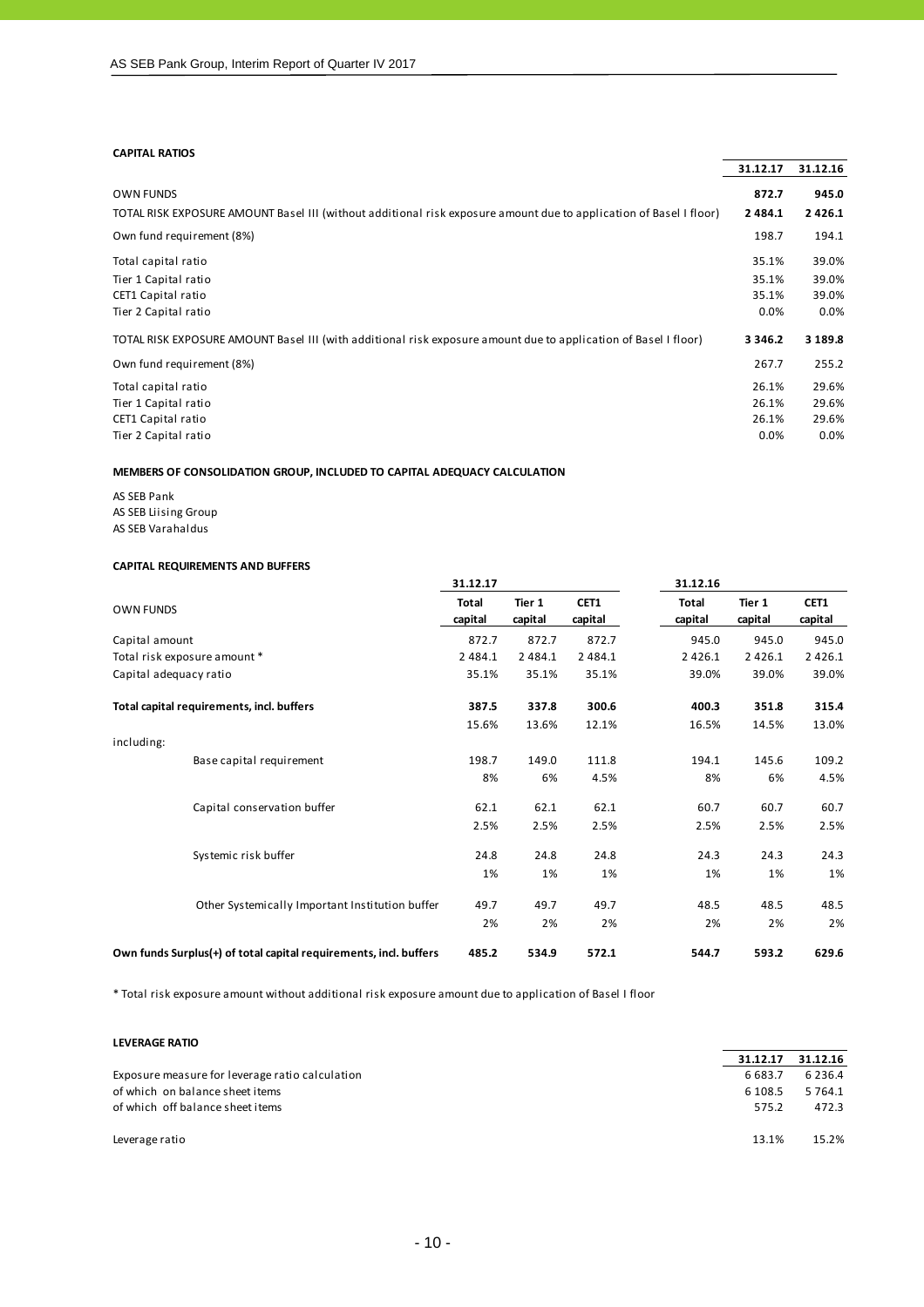#### CAPITAL RATIOS

| | 31.12.17 | 31.12.16 |
|---|---|---|
| OWN FUNDS | **872.7** | **945.0** |
| TOTAL RISK EXPOSURE AMOUNT Basel III (without additional risk exposure amount due to application of Basel I floor) | **2 484.1** | **2 426.1** |
| Own fund requirement (8%) | 198.7 | 194.1 |
| Total capital ratio | 35.1% | 39.0% |
| Tier 1 Capital ratio | 35.1% | 39.0% |
| CET1 Capital ratio | 35.1% | 39.0% |
| Tier 2 Capital ratio | 0.0% | 0.0% |
| TOTAL RISK EXPOSURE AMOUNT Basel III (with additional risk exposure amount due to application of Basel I floor) | **3 346.2** | **3 189.8** |
| Own fund requirement (8%) | 267.7 | 255.2 |
| Total capital ratio | 26.1% | 29.6% |
| Tier 1 Capital ratio | 26.1% | 29.6% |
| CET1 Capital ratio | 26.1% | 29.6% |
| Tier 2 Capital ratio | 0.0% | 0.0% |

#### MEMBERS OF CONSOLIDATION GROUP, INCLUDED TO CAPITAL ADEQUACY CALCULATION

AS SEB Pank
AS SEB Liising Group
AS SEB Varahaldus

#### CAPITAL REQUIREMENTS AND BUFFERS

| | 31.12.17 | | | 31.12.16 | | |
|---|---|---|---|---|---|---|
| OWN FUNDS | **Total capital** | **Tier 1 capital** | **CET1 capital** | **Total capital** | **Tier 1 capital** | **CET1 capital** |
| Capital amount | 872.7 | 872.7 | 872.7 | 945.0 | 945.0 | 945.0 |
| Total risk exposure amount * | 2 484.1 | 2 484.1 | 2 484.1 | 2 426.1 | 2 426.1 | 2 426.1 |
| Capital adequacy ratio | 35.1% | 35.1% | 35.1% | 39.0% | 39.0% | 39.0% |
| **Total capital requirements, incl. buffers** | **387.5** | **337.8** | **300.6** | **400.3** | **351.8** | **315.4** |
| | 15.6% | 13.6% | 12.1% | 16.5% | 14.5% | 13.0% |
| including: | | | | | | |
| Base capital requirement | 198.7 | 149.0 | 111.8 | 194.1 | 145.6 | 109.2 |
| | 8% | 6% | 4.5% | 8% | 6% | 4.5% |
| Capital conservation buffer | 62.1 | 62.1 | 62.1 | 60.7 | 60.7 | 60.7 |
| | 2.5% | 2.5% | 2.5% | 2.5% | 2.5% | 2.5% |
| Systemic risk buffer | 24.8 | 24.8 | 24.8 | 24.3 | 24.3 | 24.3 |
| | 1% | 1% | 1% | 1% | 1% | 1% |
| Other Systemically Important Institution buffer | 49.7 | 49.7 | 49.7 | 48.5 | 48.5 | 48.5 |
| | 2% | 2% | 2% | 2% | 2% | 2% |
| **Own funds Surplus(+) of total capital requirements, incl. buffers** | **485.2** | **534.9** | **572.1** | **544.7** | **593.2** | **629.6** |

* Total risk exposure amount without additional risk exposure amount due to application of Basel I floor

#### LEVERAGE RATIO

| | 31.12.17 | 31.12.16 |
|---|---|---|
| Exposure measure for leverage ratio calculation | 6 683.7 | 6 236.4 |
| of which on balance sheet items | 6 108.5 | 5 764.1 |
| of which off balance sheet items | 575.2 | 472.3 |
| Leverage ratio | 13.1% | 15.2% |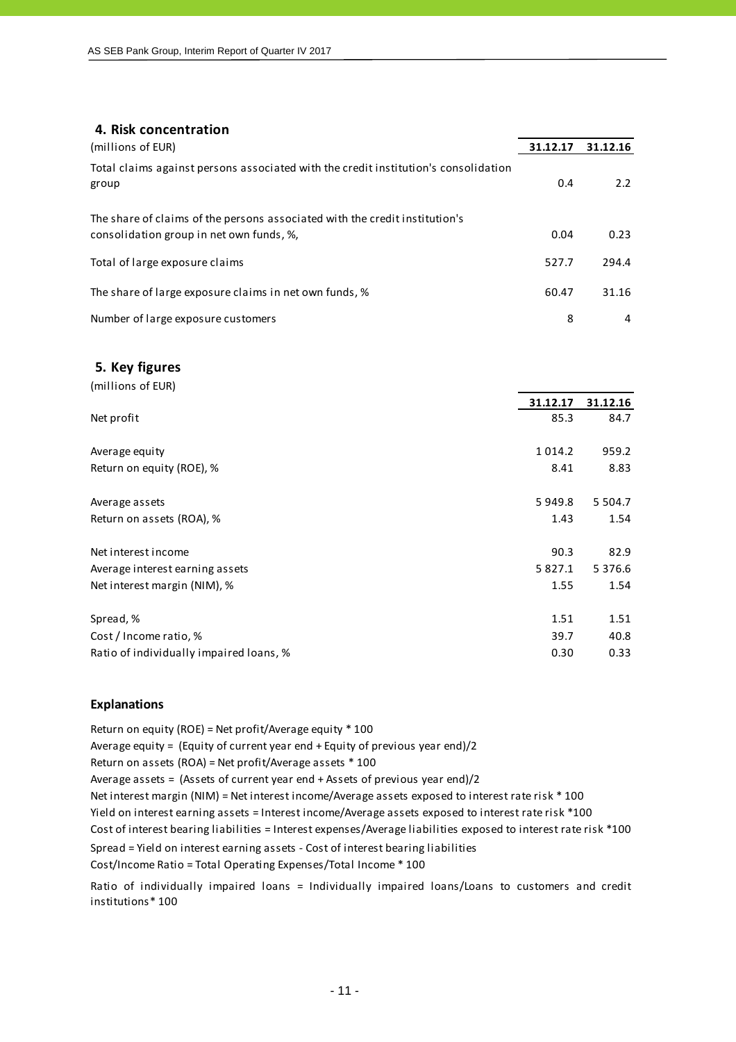## 4. Risk concentration

| (millions of EUR) | 31.12.17 | 31.12.16 |
|---|---|---|
| Total claims against persons associated with the credit institution's consolidation group | 0.4 | 2.2 |
| The share of claims of the persons associated with the credit institution's consolidation group in net own funds, %, | 0.04 | 0.23 |
| Total of large exposure claims | 527.7 | 294.4 |
| The share of large exposure claims in net own funds, % | 60.47 | 31.16 |
| Number of large exposure customers | 8 | 4 |

## 5. Key figures

(millions of EUR)

| | 31.12.17 | 31.12.16 |
|---|---|---|
| Net profit | 85.3 | 84.7 |
| Average equity | 1 014.2 | 959.2 |
| Return on equity (ROE), % | 8.41 | 8.83 |
| Average assets | 5 949.8 | 5 504.7 |
| Return on assets (ROA), % | 1.43 | 1.54 |
| Net interest income | 90.3 | 82.9 |
| Average interest earning assets | 5 827.1 | 5 376.6 |
| Net interest margin (NIM), % | 1.55 | 1.54 |
| Spread, % | 1.51 | 1.51 |
| Cost / Income ratio, % | 39.7 | 40.8 |
| Ratio of individually impaired loans, % | 0.30 | 0.33 |

### Explanations

Return on equity (ROE) = Net profit/Average equity * 100
Average equity = (Equity of current year end + Equity of previous year end)/2
Return on assets (ROA) = Net profit/Average assets * 100
Average assets = (Assets of current year end + Assets of previous year end)/2
Net interest margin (NIM) = Net interest income/Average assets exposed to interest rate risk * 100
Yield on interest earning assets = Interest income/Average assets exposed to interest rate risk *100
Cost of interest bearing liabilities = Interest expenses/Average liabilities exposed to interest rate risk *100
Spread = Yield on interest earning assets - Cost of interest bearing liabilities
Cost/Income Ratio = Total Operating Expenses/Total Income * 100

Ratio of individually impaired loans = Individually impaired loans/Loans to customers and credit institutions* 100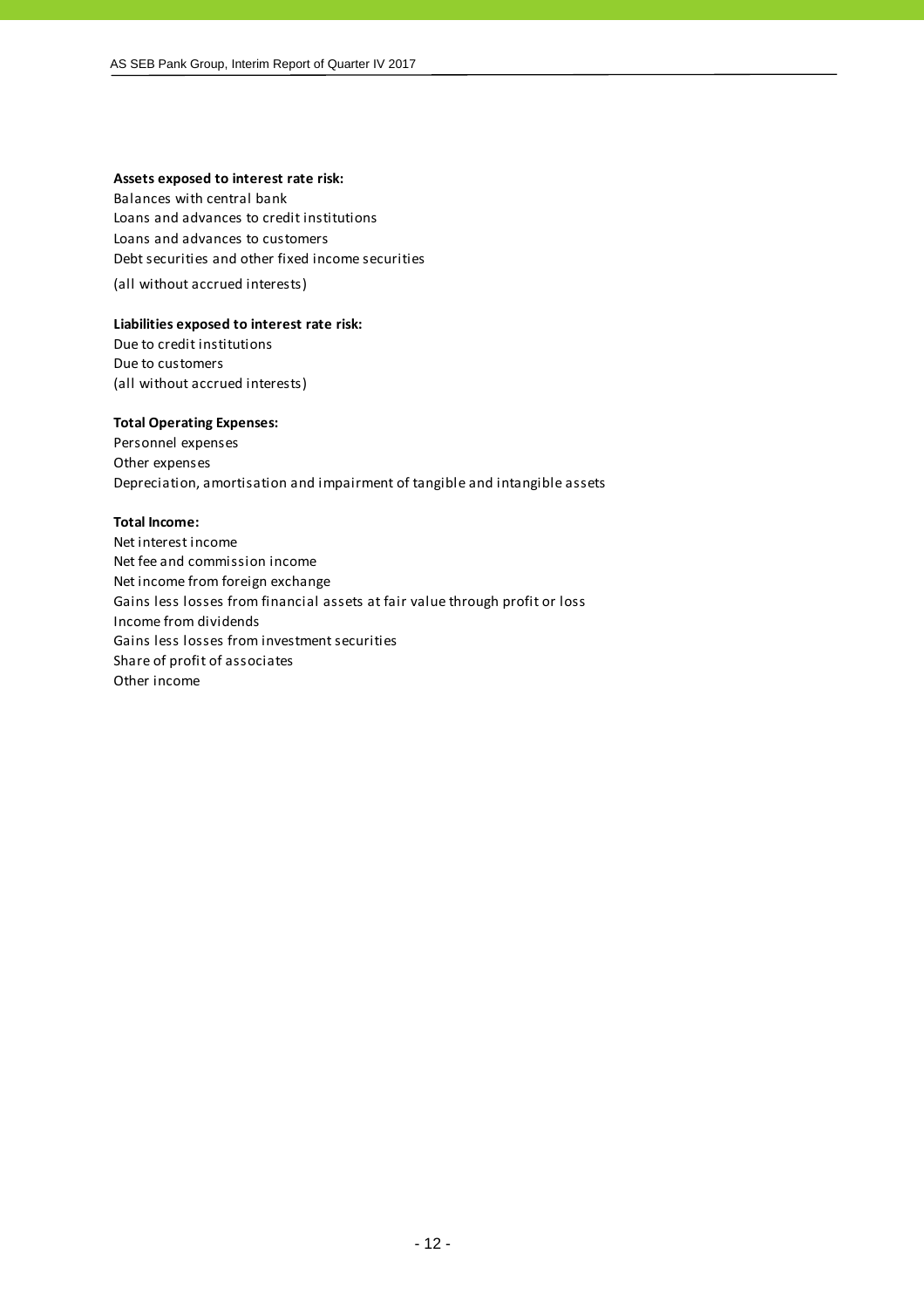**Assets exposed to interest rate risk:**

Balances with central bank
Loans and advances to credit institutions
Loans and advances to customers
Debt securities and other fixed income securities
(all without accrued interests)

**Liabilities exposed to interest rate risk:**

Due to credit institutions
Due to customers
(all without accrued interests)

**Total Operating Expenses:**

Personnel expenses
Other expenses
Depreciation, amortisation and impairment of tangible and intangible assets

**Total Income:**

Net interest income
Net fee and commission income
Net income from foreign exchange
Gains less losses from financial assets at fair value through profit or loss
Income from dividends
Gains less losses from investment securities
Share of profit of associates
Other income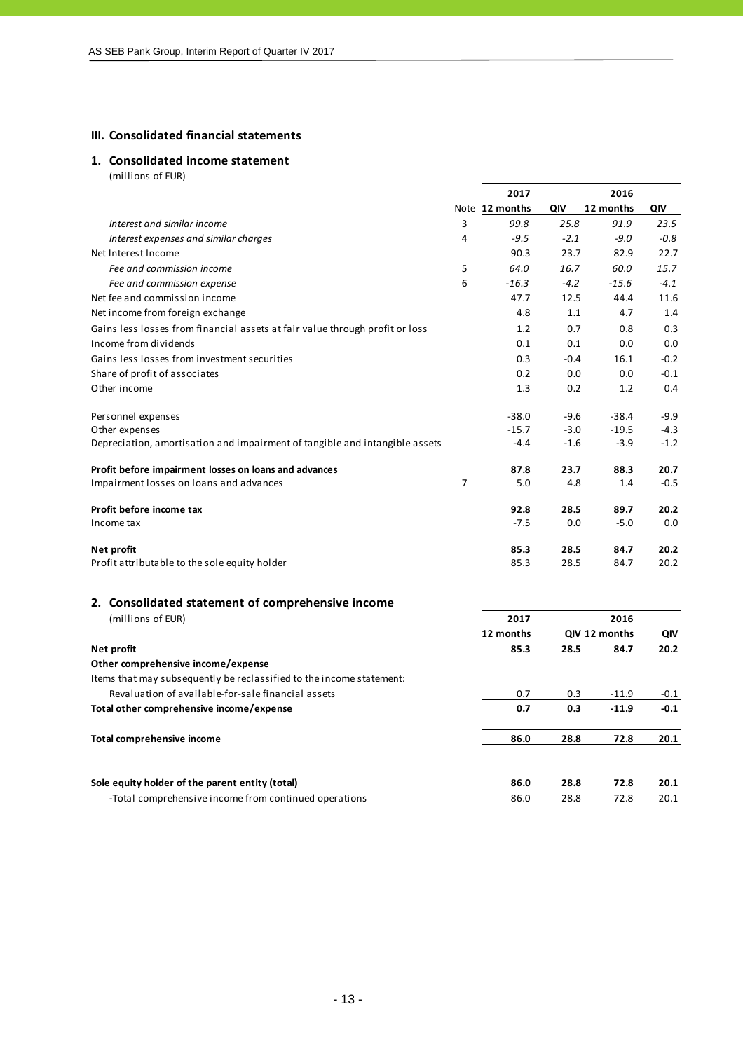## III. Consolidated financial statements

### 1. Consolidated income statement

(millions of EUR)

| | Note | 2017 12 months | 2017 QIV | 2016 12 months | 2016 QIV |
|---|---|---|---|---|---|
| *Interest and similar income* | 3 | *99.8* | *25.8* | *91.9* | *23.5* |
| *Interest expenses and similar charges* | 4 | *-9.5* | *-2.1* | *-9.0* | *-0.8* |
| Net Interest Income | | 90.3 | 23.7 | 82.9 | 22.7 |
| *Fee and commission income* | 5 | *64.0* | *16.7* | *60.0* | *15.7* |
| *Fee and commission expense* | 6 | *-16.3* | *-4.2* | *-15.6* | *-4.1* |
| Net fee and commission income | | 47.7 | 12.5 | 44.4 | 11.6 |
| Net income from foreign exchange | | 4.8 | 1.1 | 4.7 | 1.4 |
| Gains less losses from financial assets at fair value through profit or loss | | 1.2 | 0.7 | 0.8 | 0.3 |
| Income from dividends | | 0.1 | 0.1 | 0.0 | 0.0 |
| Gains less losses from investment securities | | 0.3 | -0.4 | 16.1 | -0.2 |
| Share of profit of associates | | 0.2 | 0.0 | 0.0 | -0.1 |
| Other income | | 1.3 | 0.2 | 1.2 | 0.4 |
| Personnel expenses | | -38.0 | -9.6 | -38.4 | -9.9 |
| Other expenses | | -15.7 | -3.0 | -19.5 | -4.3 |
| Depreciation, amortisation and impairment of tangible and intangible assets | | -4.4 | -1.6 | -3.9 | -1.2 |
| **Profit before impairment losses on loans and advances** | | **87.8** | **23.7** | **88.3** | **20.7** |
| Impairment losses on loans and advances | 7 | 5.0 | 4.8 | 1.4 | -0.5 |
| **Profit before income tax** | | **92.8** | **28.5** | **89.7** | **20.2** |
| Income tax | | -7.5 | 0.0 | -5.0 | 0.0 |
| **Net profit** | | **85.3** | **28.5** | **84.7** | **20.2** |
| Profit attributable to the sole equity holder | | 85.3 | 28.5 | 84.7 | 20.2 |

### 2. Consolidated statement of comprehensive income

(millions of EUR)

| | 2017 12 months | 2017 QIV | 2016 12 months | 2016 QIV |
|---|---|---|---|---|
| **Net profit** | **85.3** | **28.5** | **84.7** | **20.2** |
| **Other comprehensive income/expense** | | | | |
| Items that may subsequently be reclassified to the income statement: | | | | |
| Revaluation of available-for-sale financial assets | 0.7 | 0.3 | -11.9 | -0.1 |
| **Total other comprehensive income/expense** | **0.7** | **0.3** | **-11.9** | **-0.1** |
| **Total comprehensive income** | **86.0** | **28.8** | **72.8** | **20.1** |
| **Sole equity holder of the parent entity (total)** | **86.0** | **28.8** | **72.8** | **20.1** |
| -Total comprehensive income from continued operations | 86.0 | 28.8 | 72.8 | 20.1 |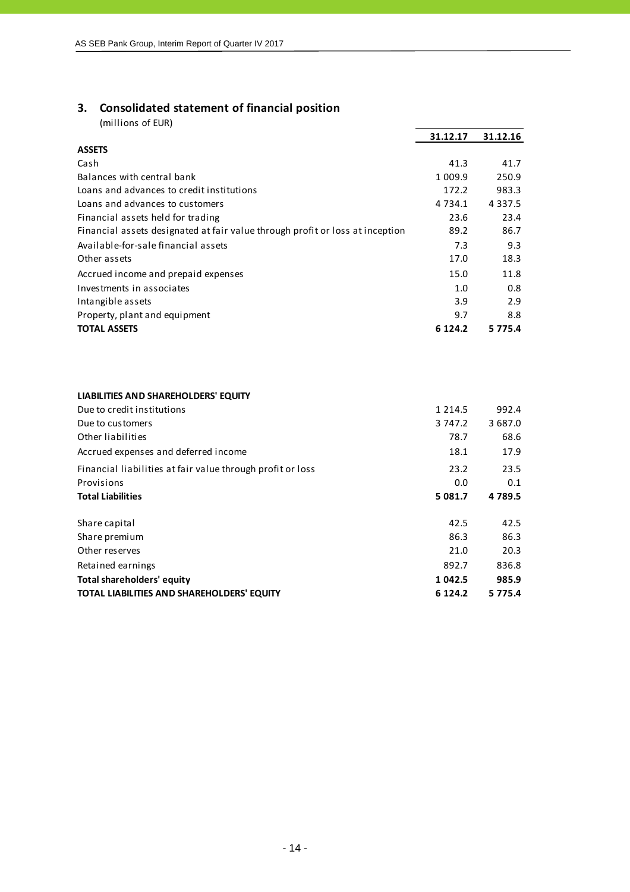## 3. Consolidated statement of financial position

(millions of EUR)

| | 31.12.17 | 31.12.16 |
|---|---|---|
| **ASSETS** | | |
| Cash | 41.3 | 41.7 |
| Balances with central bank | 1 009.9 | 250.9 |
| Loans and advances to credit institutions | 172.2 | 983.3 |
| Loans and advances to customers | 4 734.1 | 4 337.5 |
| Financial assets held for trading | 23.6 | 23.4 |
| Financial assets designated at fair value through profit or loss at inception | 89.2 | 86.7 |
| Available-for-sale financial assets | 7.3 | 9.3 |
| Other assets | 17.0 | 18.3 |
| Accrued income and prepaid expenses | 15.0 | 11.8 |
| Investments in associates | 1.0 | 0.8 |
| Intangible assets | 3.9 | 2.9 |
| Property, plant and equipment | 9.7 | 8.8 |
| **TOTAL ASSETS** | **6 124.2** | **5 775.4** |

| | 31.12.17 | 31.12.16 |
|---|---|---|
| **LIABILITIES AND SHAREHOLDERS' EQUITY** | | |
| Due to credit institutions | 1 214.5 | 992.4 |
| Due to customers | 3 747.2 | 3 687.0 |
| Other liabilities | 78.7 | 68.6 |
| Accrued expenses and deferred income | 18.1 | 17.9 |
| Financial liabilities at fair value through profit or loss | 23.2 | 23.5 |
| Provisions | 0.0 | 0.1 |
| **Total Liabilities** | **5 081.7** | **4 789.5** |
| Share capital | 42.5 | 42.5 |
| Share premium | 86.3 | 86.3 |
| Other reserves | 21.0 | 20.3 |
| Retained earnings | 892.7 | 836.8 |
| **Total shareholders' equity** | **1 042.5** | **985.9** |
| **TOTAL LIABILITIES AND SHAREHOLDERS' EQUITY** | **6 124.2** | **5 775.4** |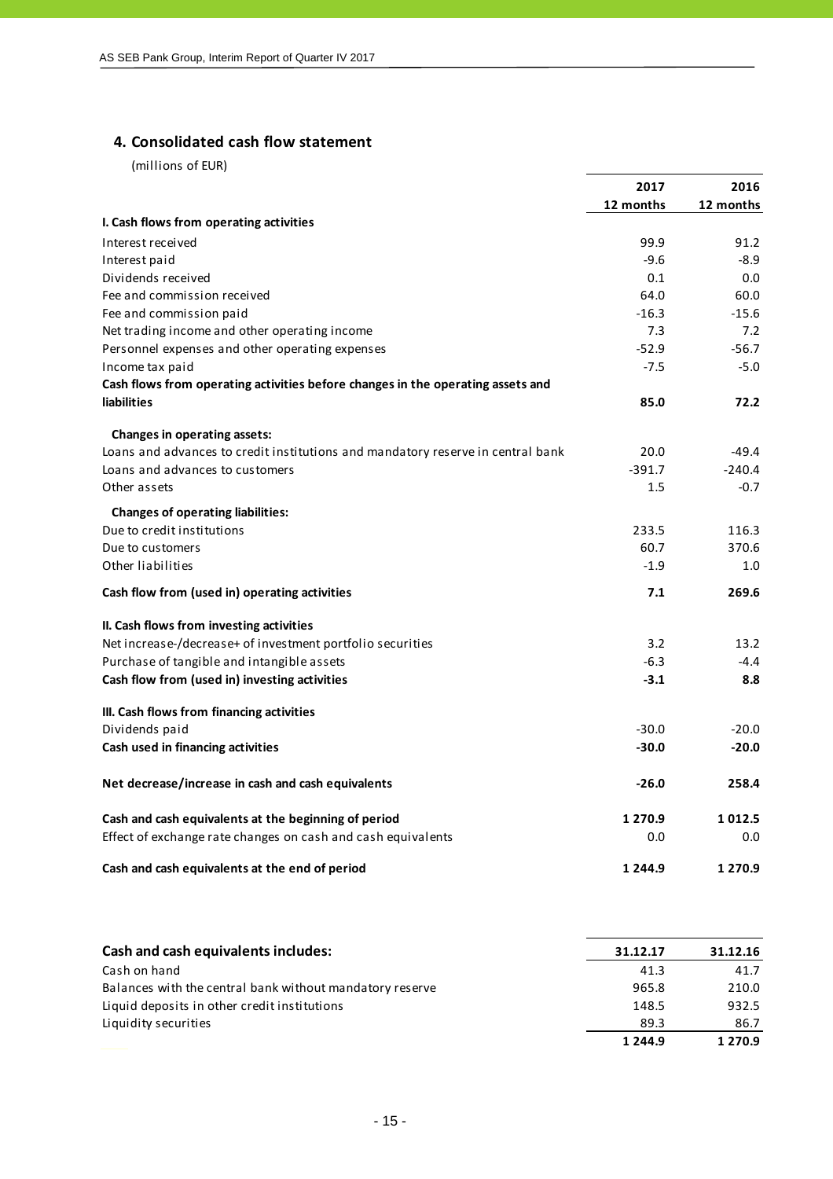## 4. Consolidated cash flow statement

(millions of EUR)

| | 2017 12 months | 2016 12 months |
|---|---|---|
| **I. Cash flows from operating activities** | | |
| Interest received | 99.9 | 91.2 |
| Interest paid | -9.6 | -8.9 |
| Dividends received | 0.1 | 0.0 |
| Fee and commission received | 64.0 | 60.0 |
| Fee and commission paid | -16.3 | -15.6 |
| Net trading income and other operating income | 7.3 | 7.2 |
| Personnel expenses and other operating expenses | -52.9 | -56.7 |
| Income tax paid | -7.5 | -5.0 |
| **Cash flows from operating activities before changes in the operating assets and liabilities** | **85.0** | **72.2** |
| **Changes in operating assets:** | | |
| Loans and advances to credit institutions and mandatory reserve in central bank | 20.0 | -49.4 |
| Loans and advances to customers | -391.7 | -240.4 |
| Other assets | 1.5 | -0.7 |
| **Changes of operating liabilities:** | | |
| Due to credit institutions | 233.5 | 116.3 |
| Due to customers | 60.7 | 370.6 |
| Other liabilities | -1.9 | 1.0 |
| **Cash flow from (used in) operating activities** | **7.1** | **269.6** |
| **II. Cash flows from investing activities** | | |
| Net increase-/decrease+ of investment portfolio securities | 3.2 | 13.2 |
| Purchase of tangible and intangible assets | -6.3 | -4.4 |
| **Cash flow from (used in) investing activities** | **-3.1** | **8.8** |
| **III. Cash flows from financing activities** | | |
| Dividends paid | -30.0 | -20.0 |
| **Cash used in financing activities** | **-30.0** | **-20.0** |
| **Net decrease/increase in cash and cash equivalents** | **-26.0** | **258.4** |
| **Cash and cash equivalents at the beginning of period** | **1 270.9** | **1 012.5** |
| Effect of exchange rate changes on cash and cash equivalents | 0.0 | 0.0 |
| **Cash and cash equivalents at the end of period** | **1 244.9** | **1 270.9** |

| **Cash and cash equivalents includes:** | 31.12.17 | 31.12.16 |
|---|---|---|
| Cash on hand | 41.3 | 41.7 |
| Balances with the central bank without mandatory reserve | 965.8 | 210.0 |
| Liquid deposits in other credit institutions | 148.5 | 932.5 |
| Liquidity securities | 89.3 | 86.7 |
| | **1 244.9** | **1 270.9** |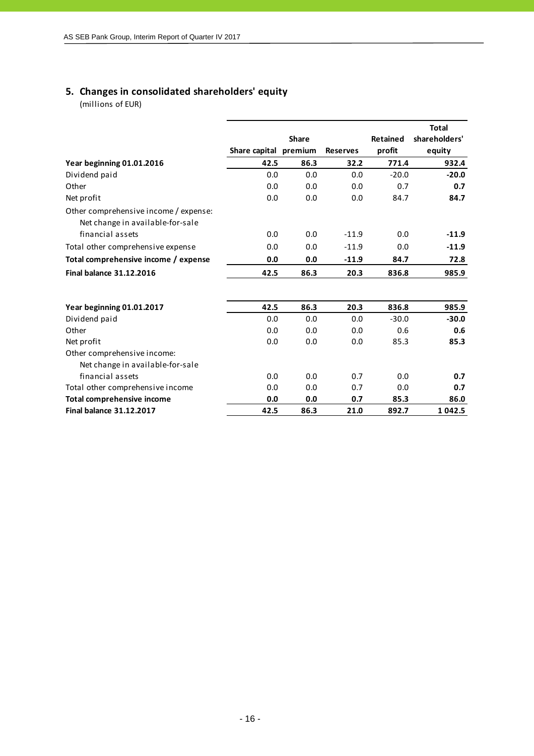## 5. Changes in consolidated shareholders' equity

(millions of EUR)

| | Share capital | Share premium | Reserves | Retained profit | Total shareholders' equity |
|---|---|---|---|---|---|
| **Year beginning 01.01.2016** | **42.5** | **86.3** | **32.2** | **771.4** | **932.4** |
| Dividend paid | 0.0 | 0.0 | 0.0 | -20.0 | **-20.0** |
| Other | 0.0 | 0.0 | 0.0 | 0.7 | **0.7** |
| Net profit | 0.0 | 0.0 | 0.0 | 84.7 | **84.7** |
| Other comprehensive income / expense: | | | | | |
| Net change in available-for-sale financial assets | 0.0 | 0.0 | -11.9 | 0.0 | **-11.9** |
| Total other comprehensive expense | 0.0 | 0.0 | -11.9 | 0.0 | **-11.9** |
| **Total comprehensive income / expense** | **0.0** | **0.0** | **-11.9** | **84.7** | **72.8** |
| **Final balance 31.12.2016** | **42.5** | **86.3** | **20.3** | **836.8** | **985.9** |
| | | | | | |
| **Year beginning 01.01.2017** | **42.5** | **86.3** | **20.3** | **836.8** | **985.9** |
| Dividend paid | 0.0 | 0.0 | 0.0 | -30.0 | **-30.0** |
| Other | 0.0 | 0.0 | 0.0 | 0.6 | **0.6** |
| Net profit | 0.0 | 0.0 | 0.0 | 85.3 | **85.3** |
| Other comprehensive income: | | | | | |
| Net change in available-for-sale financial assets | 0.0 | 0.0 | 0.7 | 0.0 | **0.7** |
| Total other comprehensive income | 0.0 | 0.0 | 0.7 | 0.0 | **0.7** |
| **Total comprehensive income** | **0.0** | **0.0** | **0.7** | **85.3** | **86.0** |
| **Final balance 31.12.2017** | **42.5** | **86.3** | **21.0** | **892.7** | **1 042.5** |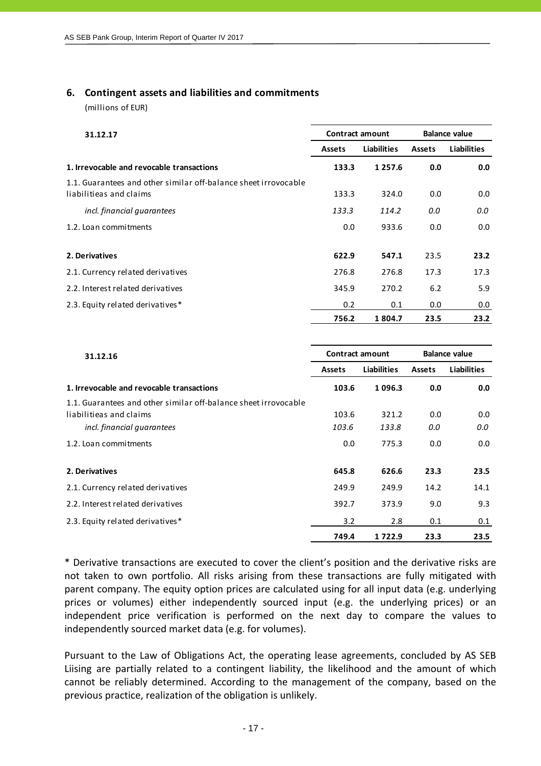## 6. Contingent assets and liabilities and commitments

(millions of EUR)

| 31.12.17 | Contract amount | | Balance value | |
|---|---|---|---|---|
| | Assets | Liabilities | Assets | Liabilities |
| **1. Irrevocable and revocable transactions** | **133.3** | **1 257.6** | **0.0** | **0.0** |
| 1.1. Guarantees and other similar off-balance sheet irrovocable liabilitieas and claims | 133.3 | 324.0 | 0.0 | 0.0 |
| *incl. financial guarantees* | *133.3* | *114.2* | *0.0* | *0.0* |
| 1.2. Loan commitments | 0.0 | 933.6 | 0.0 | 0.0 |
| **2. Derivatives** | **622.9** | **547.1** | 23.5 | **23.2** |
| 2.1. Currency related derivatives | 276.8 | 276.8 | 17.3 | 17.3 |
| 2.2. Interest related derivatives | 345.9 | 270.2 | 6.2 | 5.9 |
| 2.3. Equity related derivatives* | 0.2 | 0.1 | 0.0 | 0.0 |
| | **756.2** | **1 804.7** | **23.5** | **23.2** |

| 31.12.16 | Contract amount | | Balance value | |
|---|---|---|---|---|
| | Assets | Liabilities | Assets | Liabilities |
| **1. Irrevocable and revocable transactions** | **103.6** | **1 096.3** | **0.0** | **0.0** |
| 1.1. Guarantees and other similar off-balance sheet irrovocable liabilitieas and claims | 103.6 | 321.2 | 0.0 | 0.0 |
| *incl. financial guarantees* | *103.6* | *133.8* | *0.0* | *0.0* |
| 1.2. Loan commitments | 0.0 | 775.3 | 0.0 | 0.0 |
| **2. Derivatives** | **645.8** | **626.6** | **23.3** | **23.5** |
| 2.1. Currency related derivatives | 249.9 | 249.9 | 14.2 | 14.1 |
| 2.2. Interest related derivatives | 392.7 | 373.9 | 9.0 | 9.3 |
| 2.3. Equity related derivatives* | 3.2 | 2.8 | 0.1 | 0.1 |
| | **749.4** | **1 722.9** | **23.3** | **23.5** |

* Derivative transactions are executed to cover the client's position and the derivative risks are not taken to own portfolio. All risks arising from these transactions are fully mitigated with parent company. The equity option prices are calculated using for all input data (e.g. underlying prices or volumes) either independently sourced input (e.g. the underlying prices) or an independent price verification is performed on the next day to compare the values to independently sourced market data (e.g. for volumes).

Pursuant to the Law of Obligations Act, the operating lease agreements, concluded by AS SEB Liising are partially related to a contingent liability, the likelihood and the amount of which cannot be reliably determined. According to the management of the company, based on the previous practice, realization of the obligation is unlikely.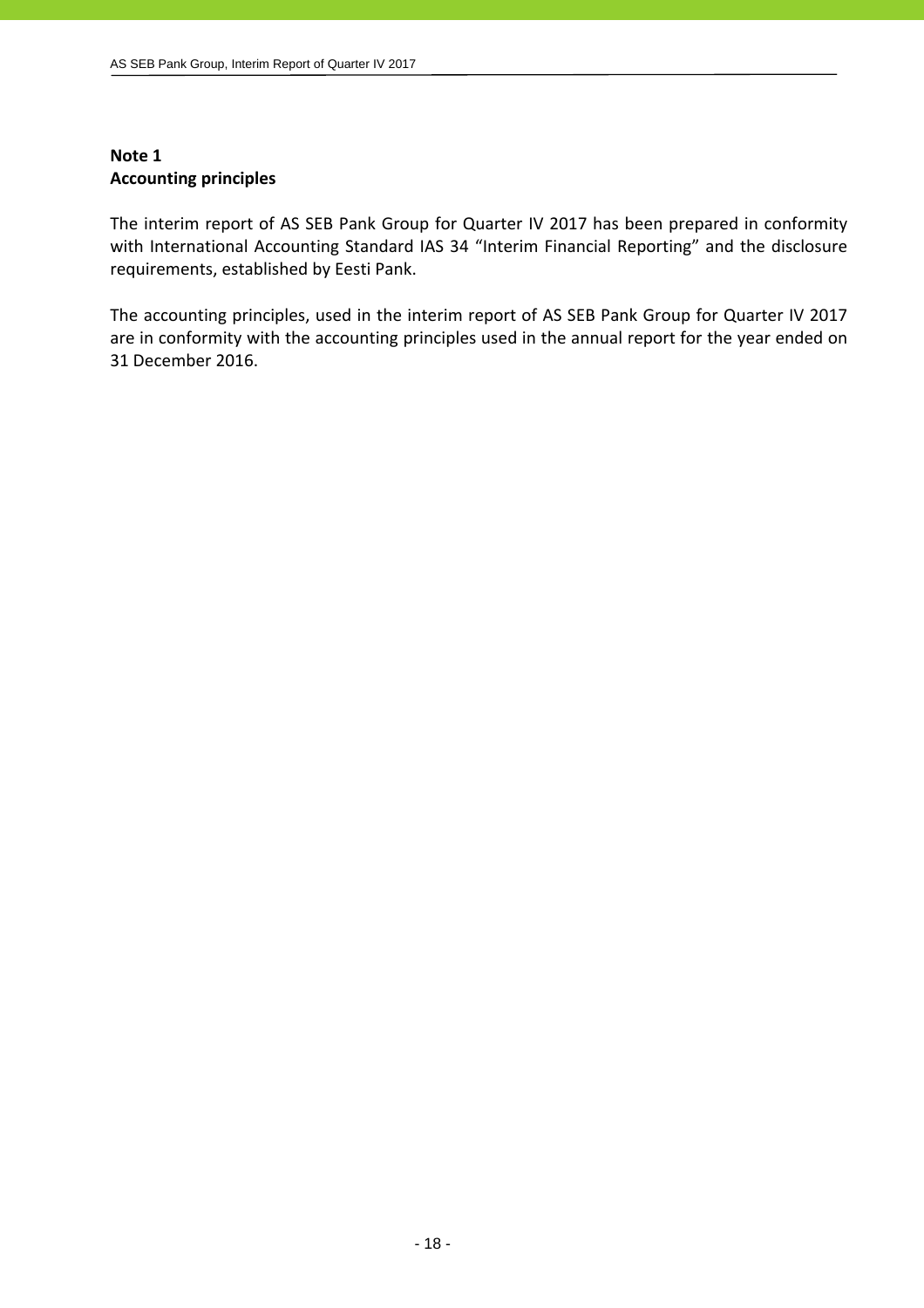**Note 1**
**Accounting principles**

The interim report of AS SEB Pank Group for Quarter IV 2017 has been prepared in conformity with International Accounting Standard IAS 34 "Interim Financial Reporting" and the disclosure requirements, established by Eesti Pank.

The accounting principles, used in the interim report of AS SEB Pank Group for Quarter IV 2017 are in conformity with the accounting principles used in the annual report for the year ended on 31 December 2016.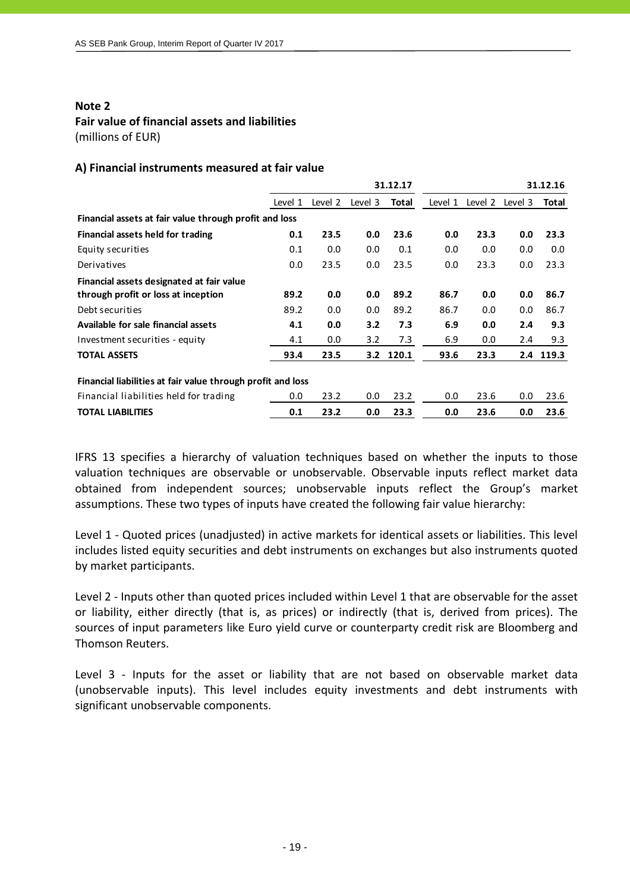## Note 2

## Fair value of financial assets and liabilities

(millions of EUR)

### A) Financial instruments measured at fair value

| | | | | 31.12.17 | | | | 31.12.16 |
|---|---|---|---|---|---|---|---|---|
| | Level 1 | Level 2 | Level 3 | **Total** | Level 1 | Level 2 | Level 3 | **Total** |
| **Financial assets at fair value through profit and loss** | | | | | | | | |
| **Financial assets held for trading** | **0.1** | **23.5** | **0.0** | **23.6** | **0.0** | **23.3** | **0.0** | **23.3** |
| Equity securities | 0.1 | 0.0 | 0.0 | 0.1 | 0.0 | 0.0 | 0.0 | 0.0 |
| Derivatives | 0.0 | 23.5 | 0.0 | 23.5 | 0.0 | 23.3 | 0.0 | 23.3 |
| **Financial assets designated at fair value through profit or loss at inception** | **89.2** | **0.0** | **0.0** | **89.2** | **86.7** | **0.0** | **0.0** | **86.7** |
| Debt securities | 89.2 | 0.0 | 0.0 | 89.2 | 86.7 | 0.0 | 0.0 | 86.7 |
| **Available for sale financial assets** | **4.1** | **0.0** | **3.2** | **7.3** | **6.9** | **0.0** | **2.4** | **9.3** |
| Investment securities - equity | 4.1 | 0.0 | 3.2 | 7.3 | 6.9 | 0.0 | 2.4 | 9.3 |
| **TOTAL ASSETS** | **93.4** | **23.5** | **3.2** | **120.1** | **93.6** | **23.3** | **2.4** | **119.3** |
| **Financial liabilities at fair value through profit and loss** | | | | | | | | |
| Financial liabilities held for trading | 0.0 | 23.2 | 0.0 | 23.2 | 0.0 | 23.6 | 0.0 | 23.6 |
| **TOTAL LIABILITIES** | **0.1** | **23.2** | **0.0** | **23.3** | **0.0** | **23.6** | **0.0** | **23.6** |

IFRS 13 specifies a hierarchy of valuation techniques based on whether the inputs to those valuation techniques are observable or unobservable. Observable inputs reflect market data obtained from independent sources; unobservable inputs reflect the Group's market assumptions. These two types of inputs have created the following fair value hierarchy:

Level 1 - Quoted prices (unadjusted) in active markets for identical assets or liabilities. This level includes listed equity securities and debt instruments on exchanges but also instruments quoted by market participants.

Level 2 - Inputs other than quoted prices included within Level 1 that are observable for the asset or liability, either directly (that is, as prices) or indirectly (that is, derived from prices). The sources of input parameters like Euro yield curve or counterparty credit risk are Bloomberg and Thomson Reuters.

Level 3 - Inputs for the asset or liability that are not based on observable market data (unobservable inputs). This level includes equity investments and debt instruments with significant unobservable components.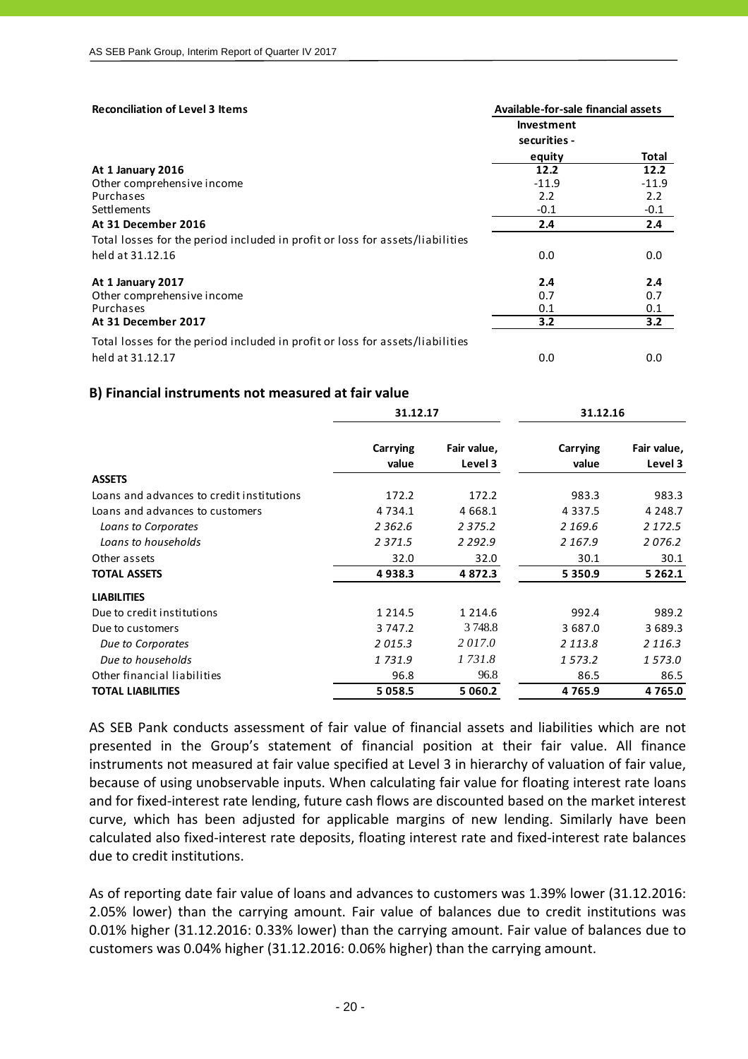**Reconciliation of Level 3 Items**

| | Available-for-sale financial assets | |
|---|---|---|
| | Investment securities - equity | Total |
| **At 1 January 2016** | **12.2** | **12.2** |
| Other comprehensive income | -11.9 | -11.9 |
| Purchases | 2.2 | 2.2 |
| Settlements | -0.1 | -0.1 |
| **At 31 December 2016** | **2.4** | **2.4** |
| Total losses for the period included in profit or loss for assets/liabilities held at 31.12.16 | 0.0 | 0.0 |
| **At 1 January 2017** | **2.4** | **2.4** |
| Other comprehensive income | 0.7 | 0.7 |
| Purchases | 0.1 | 0.1 |
| **At 31 December 2017** | **3.2** | **3.2** |
| Total losses for the period included in profit or loss for assets/liabilities held at 31.12.17 | 0.0 | 0.0 |

### B) Financial instruments not measured at fair value

| | 31.12.17 | | 31.12.16 | |
|---|---|---|---|---|
| | Carrying value | Fair value, Level 3 | Carrying value | Fair value, Level 3 |
| **ASSETS** | | | | |
| Loans and advances to credit institutions | 172.2 | 172.2 | 983.3 | 983.3 |
| Loans and advances to customers | 4 734.1 | 4 668.1 | 4 337.5 | 4 248.7 |
| *Loans to Corporates* | *2 362.6* | *2 375.2* | *2 169.6* | *2 172.5* |
| *Loans to households* | *2 371.5* | *2 292.9* | *2 167.9* | *2 076.2* |
| Other assets | 32.0 | 32.0 | 30.1 | 30.1 |
| **TOTAL ASSETS** | **4 938.3** | **4 872.3** | **5 350.9** | **5 262.1** |
| **LIABILITIES** | | | | |
| Due to credit institutions | 1 214.5 | 1 214.6 | 992.4 | 989.2 |
| Due to customers | 3 747.2 | 3 748.8 | 3 687.0 | 3 689.3 |
| *Due to Corporates* | *2 015.3* | *2 017.0* | *2 113.8* | *2 116.3* |
| *Due to households* | *1 731.9* | *1 731.8* | *1 573.2* | *1 573.0* |
| Other financial liabilities | 96.8 | 96.8 | 86.5 | 86.5 |
| **TOTAL LIABILITIES** | **5 058.5** | **5 060.2** | **4 765.9** | **4 765.0** |

AS SEB Pank conducts assessment of fair value of financial assets and liabilities which are not presented in the Group's statement of financial position at their fair value. All finance instruments not measured at fair value specified at Level 3 in hierarchy of valuation of fair value, because of using unobservable inputs. When calculating fair value for floating interest rate loans and for fixed-interest rate lending, future cash flows are discounted based on the market interest curve, which has been adjusted for applicable margins of new lending. Similarly have been calculated also fixed-interest rate deposits, floating interest rate and fixed-interest rate balances due to credit institutions.

As of reporting date fair value of loans and advances to customers was 1.39% lower (31.12.2016: 2.05% lower) than the carrying amount. Fair value of balances due to credit institutions was 0.01% higher (31.12.2016: 0.33% lower) than the carrying amount. Fair value of balances due to customers was 0.04% higher (31.12.2016: 0.06% higher) than the carrying amount.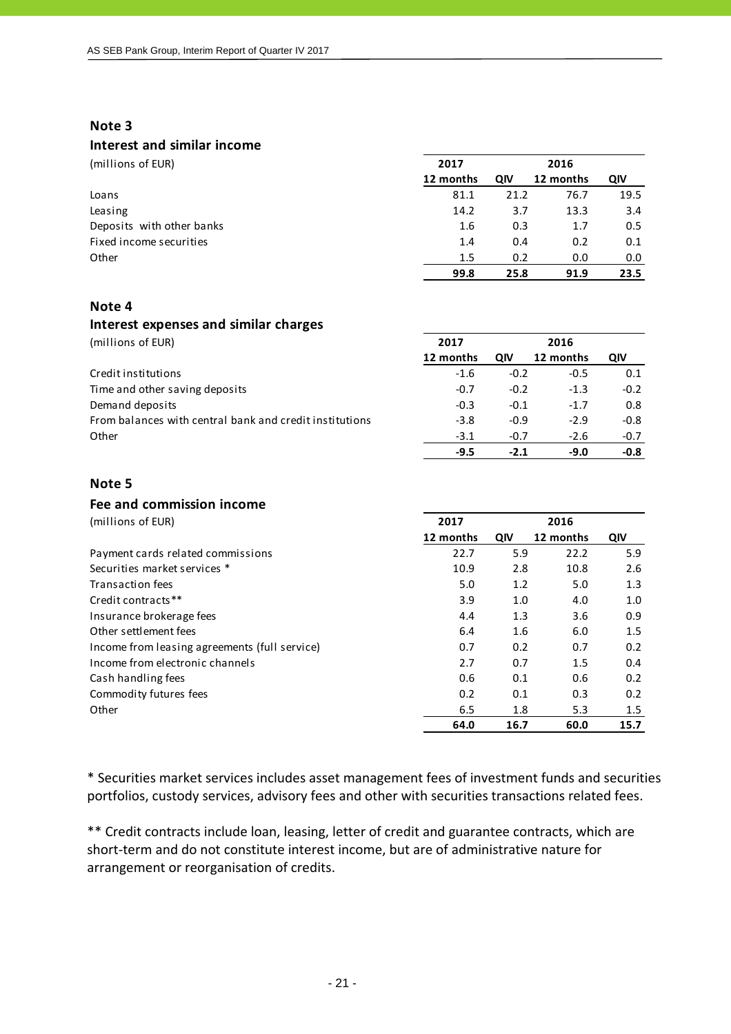## Note 3

### Interest and similar income

| (millions of EUR) | 2017 | | 2016 | |
|---|---|---|---|---|
| | 12 months | QIV | 12 months | QIV |
| Loans | 81.1 | 21.2 | 76.7 | 19.5 |
| Leasing | 14.2 | 3.7 | 13.3 | 3.4 |
| Deposits with other banks | 1.6 | 0.3 | 1.7 | 0.5 |
| Fixed income securities | 1.4 | 0.4 | 0.2 | 0.1 |
| Other | 1.5 | 0.2 | 0.0 | 0.0 |
| | **99.8** | **25.8** | **91.9** | **23.5** |

## Note 4

### Interest expenses and similar charges

| (millions of EUR) | 2017 | | 2016 | |
|---|---|---|---|---|
| | 12 months | QIV | 12 months | QIV |
| Credit institutions | -1.6 | -0.2 | -0.5 | 0.1 |
| Time and other saving deposits | -0.7 | -0.2 | -1.3 | -0.2 |
| Demand deposits | -0.3 | -0.1 | -1.7 | 0.8 |
| From balances with central bank and credit institutions | -3.8 | -0.9 | -2.9 | -0.8 |
| Other | -3.1 | -0.7 | -2.6 | -0.7 |
| | **-9.5** | **-2.1** | **-9.0** | **-0.8** |

## Note 5

### Fee and commission income

| (millions of EUR) | 2017 | | 2016 | |
|---|---|---|---|---|
| | 12 months | QIV | 12 months | QIV |
| Payment cards related commissions | 22.7 | 5.9 | 22.2 | 5.9 |
| Securities market services * | 10.9 | 2.8 | 10.8 | 2.6 |
| Transaction fees | 5.0 | 1.2 | 5.0 | 1.3 |
| Credit contracts** | 3.9 | 1.0 | 4.0 | 1.0 |
| Insurance brokerage fees | 4.4 | 1.3 | 3.6 | 0.9 |
| Other settlement fees | 6.4 | 1.6 | 6.0 | 1.5 |
| Income from leasing agreements (full service) | 0.7 | 0.2 | 0.7 | 0.2 |
| Income from electronic channels | 2.7 | 0.7 | 1.5 | 0.4 |
| Cash handling fees | 0.6 | 0.1 | 0.6 | 0.2 |
| Commodity futures fees | 0.2 | 0.1 | 0.3 | 0.2 |
| Other | 6.5 | 1.8 | 5.3 | 1.5 |
| | **64.0** | **16.7** | **60.0** | **15.7** |

* Securities market services includes asset management fees of investment funds and securities portfolios, custody services, advisory fees and other with securities transactions related fees.

** Credit contracts include loan, leasing, letter of credit and guarantee contracts, which are short-term and do not constitute interest income, but are of administrative nature for arrangement or reorganisation of credits.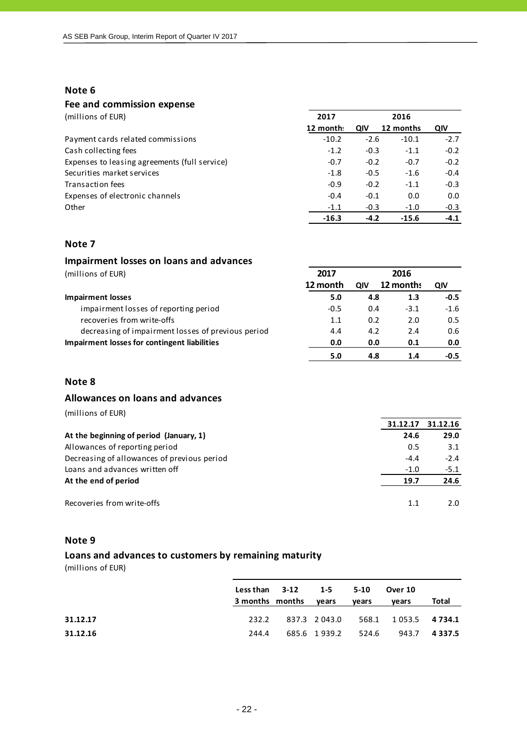## Note 6

### Fee and commission expense

(millions of EUR)

| | 2017 | | 2016 | |
|---|---|---|---|---|
| | 12 months | QIV | 12 months | QIV |
| Payment cards related commissions | -10.2 | -2.6 | -10.1 | -2.7 |
| Cash collecting fees | -1.2 | -0.3 | -1.1 | -0.2 |
| Expenses to leasing agreements (full service) | -0.7 | -0.2 | -0.7 | -0.2 |
| Securities market services | -1.8 | -0.5 | -1.6 | -0.4 |
| Transaction fees | -0.9 | -0.2 | -1.1 | -0.3 |
| Expenses of electronic channels | -0.4 | -0.1 | 0.0 | 0.0 |
| Other | -1.1 | -0.3 | -1.0 | -0.3 |
| | **-16.3** | **-4.2** | **-15.6** | **-4.1** |

## Note 7

### Impairment losses on loans and advances

(millions of EUR)

| | 2017 | | 2016 | |
|---|---|---|---|---|
| | 12 month | QIV | 12 months | QIV |
| **Impairment losses** | **5.0** | **4.8** | **1.3** | **-0.5** |
| impairment losses of reporting period | -0.5 | 0.4 | -3.1 | -1.6 |
| recoveries from write-offs | 1.1 | 0.2 | 2.0 | 0.5 |
| decreasing of impairment losses of previous period | 4.4 | 4.2 | 2.4 | 0.6 |
| **Impairment losses for contingent liabilities** | **0.0** | **0.0** | **0.1** | **0.0** |
| | **5.0** | **4.8** | **1.4** | **-0.5** |

## Note 8

### Allowances on loans and advances

(millions of EUR)

| | 31.12.17 | 31.12.16 |
|---|---|---|
| **At the beginning of period (January, 1)** | **24.6** | **29.0** |
| Allowances of reporting period | 0.5 | 3.1 |
| Decreasing of allowances of previous period | -4.4 | -2.4 |
| Loans and advances written off | -1.0 | -5.1 |
| **At the end of period** | **19.7** | **24.6** |
| | | |
| Recoveries from write-offs | 1.1 | 2.0 |

## Note 9

### Loans and advances to customers by remaining maturity

(millions of EUR)

| | Less than 3 months | 3-12 months | 1-5 years | 5-10 years | Over 10 years | Total |
|---|---|---|---|---|---|---|
| **31.12.17** | 232.2 | 837.3 | 2 043.0 | 568.1 | 1 053.5 | **4 734.1** |
| **31.12.16** | 244.4 | 685.6 | 1 939.2 | 524.6 | 943.7 | **4 337.5** |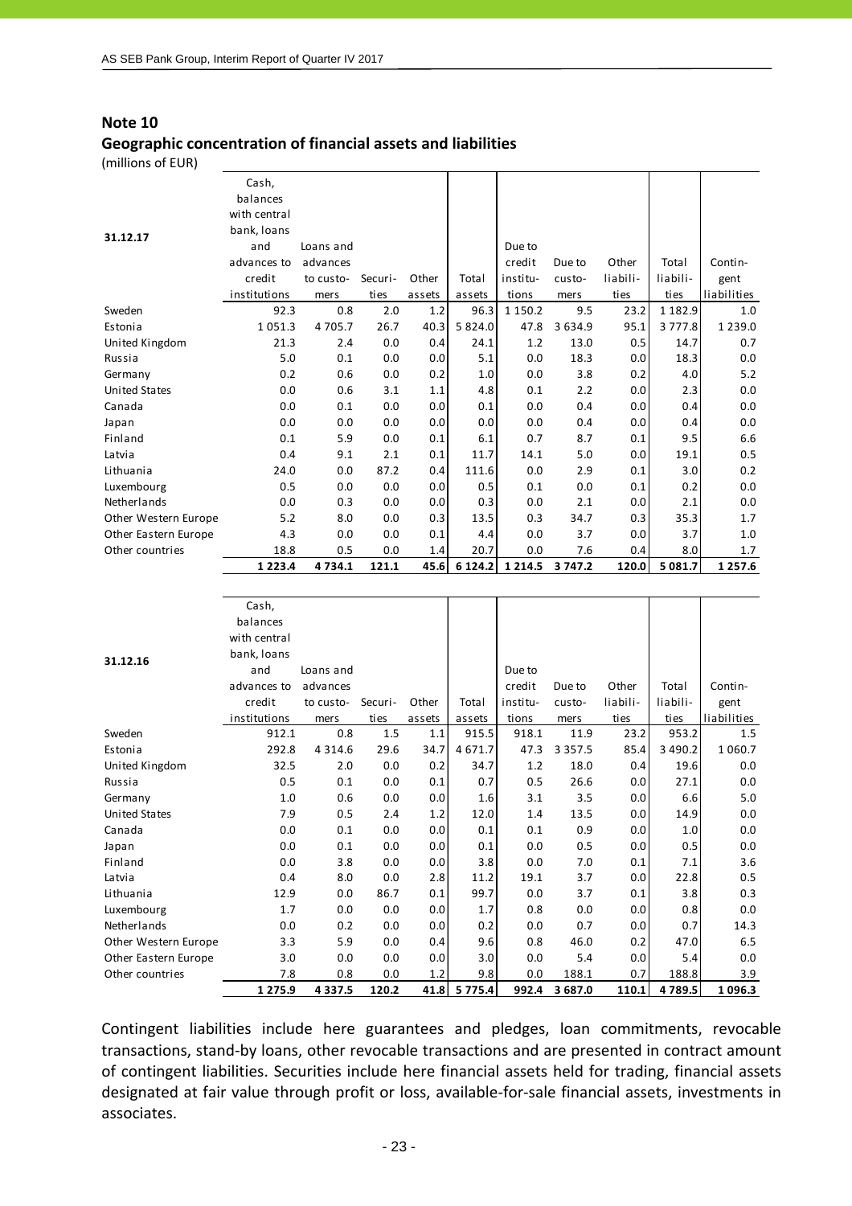## Note 10

### Geographic concentration of financial assets and liabilities

(millions of EUR)

| 31.12.17 | Cash, balances with central bank, loans and advances to credit institutions | Loans and advances to customers | Securities | Other assets | Total assets | Due to credit institutions | Due to customers | Other liabilities | Total liabilities | Contingent liabilities |
|---|---|---|---|---|---|---|---|---|---|---|
| Sweden | 92.3 | 0.8 | 2.0 | 1.2 | 96.3 | 1 150.2 | 9.5 | 23.2 | 1 182.9 | 1.0 |
| Estonia | 1 051.3 | 4 705.7 | 26.7 | 40.3 | 5 824.0 | 47.8 | 3 634.9 | 95.1 | 3 777.8 | 1 239.0 |
| United Kingdom | 21.3 | 2.4 | 0.0 | 0.4 | 24.1 | 1.2 | 13.0 | 0.5 | 14.7 | 0.7 |
| Russia | 5.0 | 0.1 | 0.0 | 0.0 | 5.1 | 0.0 | 18.3 | 0.0 | 18.3 | 0.0 |
| Germany | 0.2 | 0.6 | 0.0 | 0.2 | 1.0 | 0.0 | 3.8 | 0.2 | 4.0 | 5.2 |
| United States | 0.0 | 0.6 | 3.1 | 1.1 | 4.8 | 0.1 | 2.2 | 0.0 | 2.3 | 0.0 |
| Canada | 0.0 | 0.1 | 0.0 | 0.0 | 0.1 | 0.0 | 0.4 | 0.0 | 0.4 | 0.0 |
| Japan | 0.0 | 0.0 | 0.0 | 0.0 | 0.0 | 0.0 | 0.4 | 0.0 | 0.4 | 0.0 |
| Finland | 0.1 | 5.9 | 0.0 | 0.1 | 6.1 | 0.7 | 8.7 | 0.1 | 9.5 | 6.6 |
| Latvia | 0.4 | 9.1 | 2.1 | 0.1 | 11.7 | 14.1 | 5.0 | 0.0 | 19.1 | 0.5 |
| Lithuania | 24.0 | 0.0 | 87.2 | 0.4 | 111.6 | 0.0 | 2.9 | 0.1 | 3.0 | 0.2 |
| Luxembourg | 0.5 | 0.0 | 0.0 | 0.0 | 0.5 | 0.1 | 0.0 | 0.1 | 0.2 | 0.0 |
| Netherlands | 0.0 | 0.3 | 0.0 | 0.0 | 0.3 | 0.0 | 2.1 | 0.0 | 2.1 | 0.0 |
| Other Western Europe | 5.2 | 8.0 | 0.0 | 0.3 | 13.5 | 0.3 | 34.7 | 0.3 | 35.3 | 1.7 |
| Other Eastern Europe | 4.3 | 0.0 | 0.0 | 0.1 | 4.4 | 0.0 | 3.7 | 0.0 | 3.7 | 1.0 |
| Other countries | 18.8 | 0.5 | 0.0 | 1.4 | 20.7 | 0.0 | 7.6 | 0.4 | 8.0 | 1.7 |
| | **1 223.4** | **4 734.1** | **121.1** | **45.6** | **6 124.2** | **1 214.5** | **3 747.2** | **120.0** | **5 081.7** | **1 257.6** |

| 31.12.16 | Cash, balances with central bank, loans and advances to credit institutions | Loans and advances to customers | Securities | Other assets | Total assets | Due to credit institutions | Due to customers | Other liabilities | Total liabilities | Contingent liabilities |
|---|---|---|---|---|---|---|---|---|---|---|
| Sweden | 912.1 | 0.8 | 1.5 | 1.1 | 915.5 | 918.1 | 11.9 | 23.2 | 953.2 | 1.5 |
| Estonia | 292.8 | 4 314.6 | 29.6 | 34.7 | 4 671.7 | 47.3 | 3 357.5 | 85.4 | 3 490.2 | 1 060.7 |
| United Kingdom | 32.5 | 2.0 | 0.0 | 0.2 | 34.7 | 1.2 | 18.0 | 0.4 | 19.6 | 0.0 |
| Russia | 0.5 | 0.1 | 0.0 | 0.1 | 0.7 | 0.5 | 26.6 | 0.0 | 27.1 | 0.0 |
| Germany | 1.0 | 0.6 | 0.0 | 0.0 | 1.6 | 3.1 | 3.5 | 0.0 | 6.6 | 5.0 |
| United States | 7.9 | 0.5 | 2.4 | 1.2 | 12.0 | 1.4 | 13.5 | 0.0 | 14.9 | 0.0 |
| Canada | 0.0 | 0.1 | 0.0 | 0.0 | 0.1 | 0.1 | 0.9 | 0.0 | 1.0 | 0.0 |
| Japan | 0.0 | 0.1 | 0.0 | 0.0 | 0.1 | 0.0 | 0.5 | 0.0 | 0.5 | 0.0 |
| Finland | 0.0 | 3.8 | 0.0 | 0.0 | 3.8 | 0.0 | 7.0 | 0.1 | 7.1 | 3.6 |
| Latvia | 0.4 | 8.0 | 0.0 | 2.8 | 11.2 | 19.1 | 3.7 | 0.0 | 22.8 | 0.5 |
| Lithuania | 12.9 | 0.0 | 86.7 | 0.1 | 99.7 | 0.0 | 3.7 | 0.1 | 3.8 | 0.3 |
| Luxembourg | 1.7 | 0.0 | 0.0 | 0.0 | 1.7 | 0.8 | 0.0 | 0.0 | 0.8 | 0.0 |
| Netherlands | 0.0 | 0.2 | 0.0 | 0.0 | 0.2 | 0.0 | 0.7 | 0.0 | 0.7 | 14.3 |
| Other Western Europe | 3.3 | 5.9 | 0.0 | 0.4 | 9.6 | 0.8 | 46.0 | 0.2 | 47.0 | 6.5 |
| Other Eastern Europe | 3.0 | 0.0 | 0.0 | 0.0 | 3.0 | 0.0 | 5.4 | 0.0 | 5.4 | 0.0 |
| Other countries | 7.8 | 0.8 | 0.0 | 1.2 | 9.8 | 0.0 | 188.1 | 0.7 | 188.8 | 3.9 |
| | **1 275.9** | **4 337.5** | **120.2** | **41.8** | **5 775.4** | **992.4** | **3 687.0** | **110.1** | **4 789.5** | **1 096.3** |

Contingent liabilities include here guarantees and pledges, loan commitments, revocable transactions, stand-by loans, other revocable transactions and are presented in contract amount of contingent liabilities. Securities include here financial assets held for trading, financial assets designated at fair value through profit or loss, available-for-sale financial assets, investments in associates.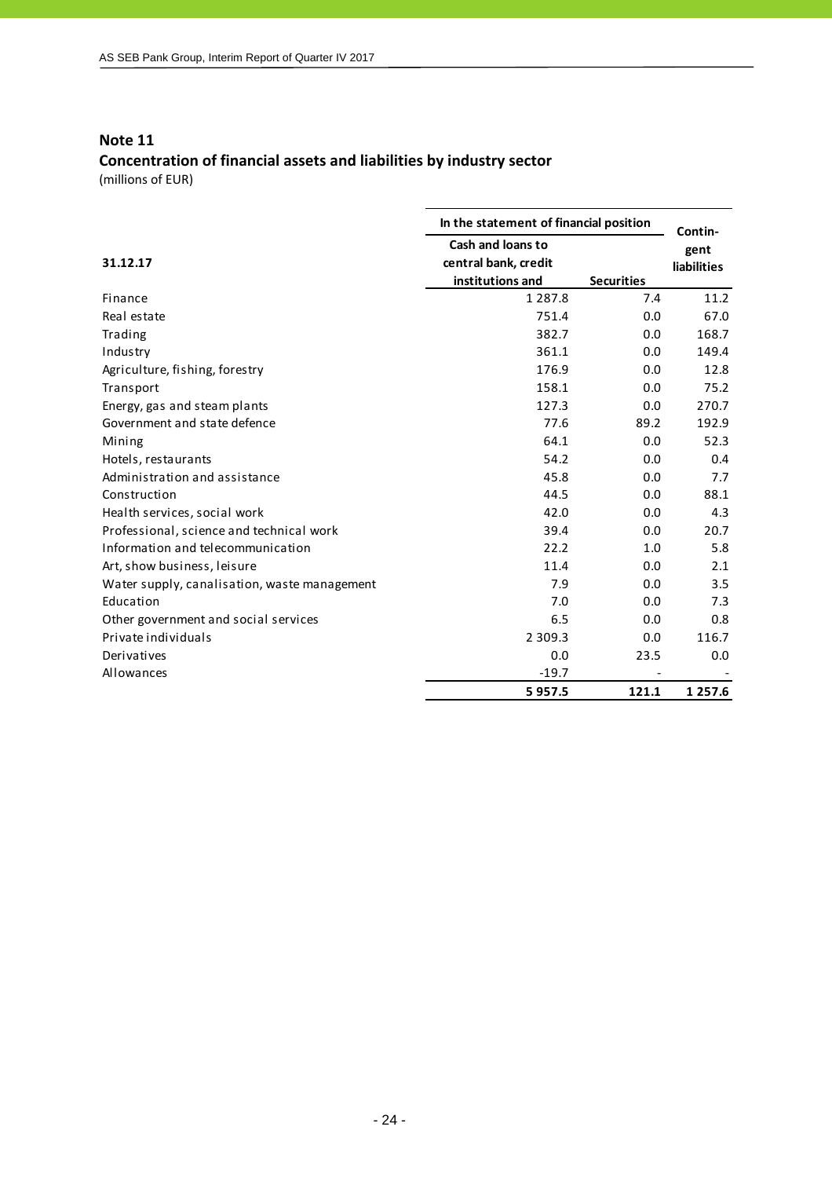## Note 11

## Concentration of financial assets and liabilities by industry sector

(millions of EUR)

| 31.12.17 | In the statement of financial position | | Contin-gent liabilities |
|---|---|---|---|
| | Cash and loans to central bank, credit institutions and | Securities | |
| Finance | 1 287.8 | 7.4 | 11.2 |
| Real estate | 751.4 | 0.0 | 67.0 |
| Trading | 382.7 | 0.0 | 168.7 |
| Industry | 361.1 | 0.0 | 149.4 |
| Agriculture, fishing, forestry | 176.9 | 0.0 | 12.8 |
| Transport | 158.1 | 0.0 | 75.2 |
| Energy, gas and steam plants | 127.3 | 0.0 | 270.7 |
| Government and state defence | 77.6 | 89.2 | 192.9 |
| Mining | 64.1 | 0.0 | 52.3 |
| Hotels, restaurants | 54.2 | 0.0 | 0.4 |
| Administration and assistance | 45.8 | 0.0 | 7.7 |
| Construction | 44.5 | 0.0 | 88.1 |
| Health services, social work | 42.0 | 0.0 | 4.3 |
| Professional, science and technical work | 39.4 | 0.0 | 20.7 |
| Information and telecommunication | 22.2 | 1.0 | 5.8 |
| Art, show business, leisure | 11.4 | 0.0 | 2.1 |
| Water supply, canalisation, waste management | 7.9 | 0.0 | 3.5 |
| Education | 7.0 | 0.0 | 7.3 |
| Other government and social services | 6.5 | 0.0 | 0.8 |
| Private individuals | 2 309.3 | 0.0 | 116.7 |
| Derivatives | 0.0 | 23.5 | 0.0 |
| Allowances | -19.7 | - | - |
| | **5 957.5** | **121.1** | **1 257.6** |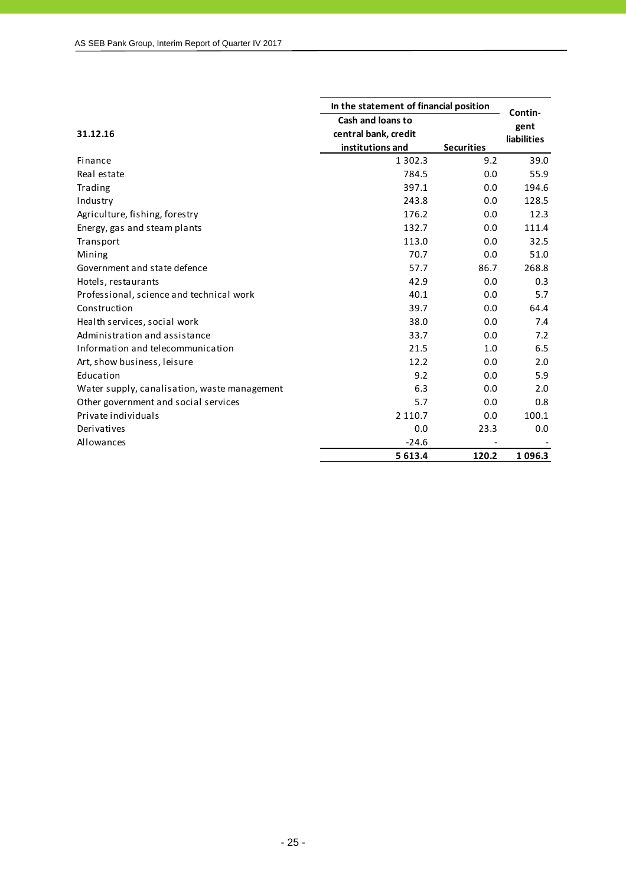| 31.12.16 | In the statement of financial position | | Contin-gent liabilities |
|---|---|---|---|
| | Cash and loans to central bank, credit institutions and | Securities | |
| Finance | 1 302.3 | 9.2 | 39.0 |
| Real estate | 784.5 | 0.0 | 55.9 |
| Trading | 397.1 | 0.0 | 194.6 |
| Industry | 243.8 | 0.0 | 128.5 |
| Agriculture, fishing, forestry | 176.2 | 0.0 | 12.3 |
| Energy, gas and steam plants | 132.7 | 0.0 | 111.4 |
| Transport | 113.0 | 0.0 | 32.5 |
| Mining | 70.7 | 0.0 | 51.0 |
| Government and state defence | 57.7 | 86.7 | 268.8 |
| Hotels, restaurants | 42.9 | 0.0 | 0.3 |
| Professional, science and technical work | 40.1 | 0.0 | 5.7 |
| Construction | 39.7 | 0.0 | 64.4 |
| Health services, social work | 38.0 | 0.0 | 7.4 |
| Administration and assistance | 33.7 | 0.0 | 7.2 |
| Information and telecommunication | 21.5 | 1.0 | 6.5 |
| Art, show business, leisure | 12.2 | 0.0 | 2.0 |
| Education | 9.2 | 0.0 | 5.9 |
| Water supply, canalisation, waste management | 6.3 | 0.0 | 2.0 |
| Other government and social services | 5.7 | 0.0 | 0.8 |
| Private individuals | 2 110.7 | 0.0 | 100.1 |
| Derivatives | 0.0 | 23.3 | 0.0 |
| Allowances | -24.6 | - | - |
| | **5 613.4** | **120.2** | **1 096.3** |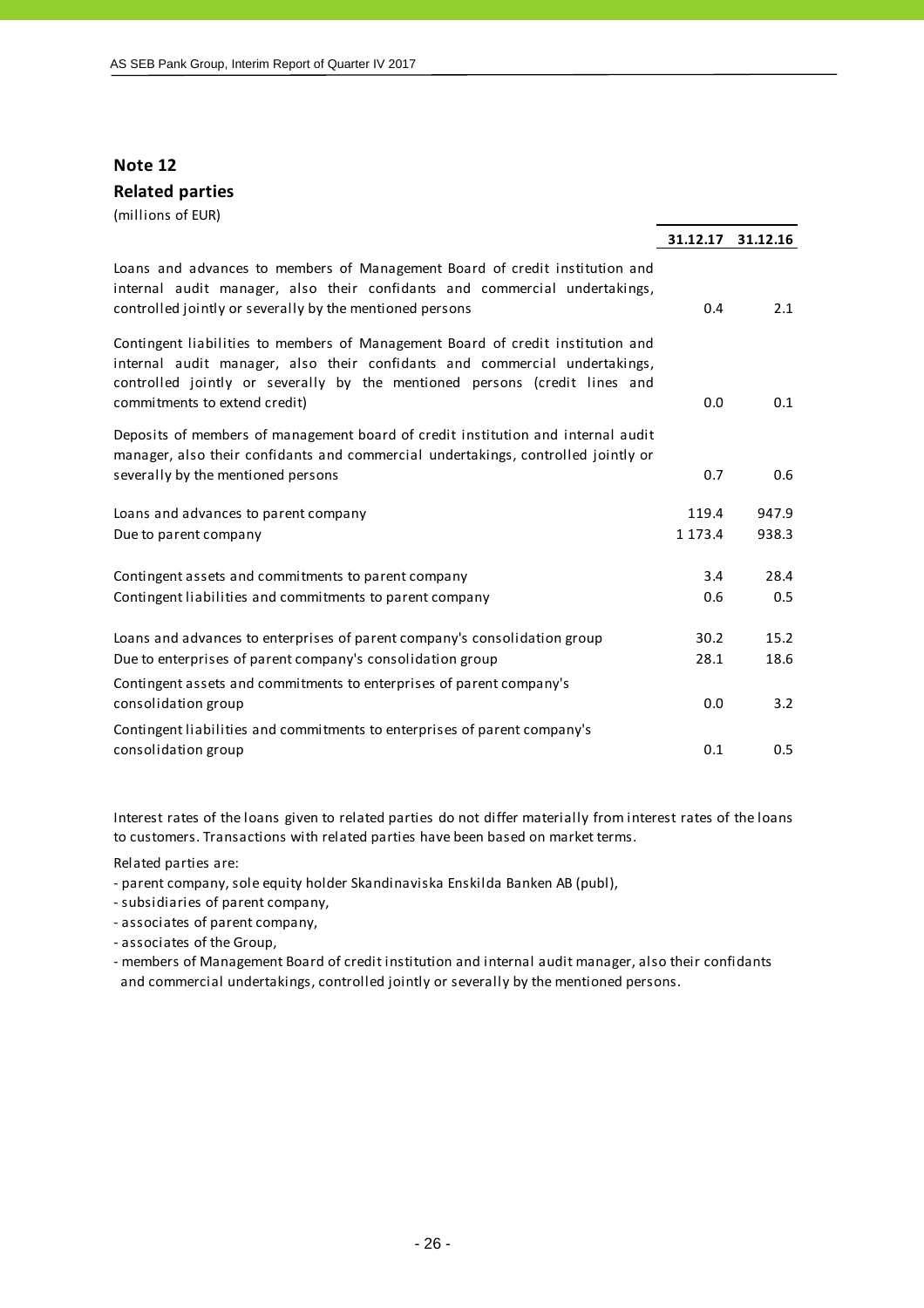## Note 12

### Related parties

(millions of EUR)

| | 31.12.17 | 31.12.16 |
|---|---|---|
| Loans and advances to members of Management Board of credit institution and internal audit manager, also their confidants and commercial undertakings, controlled jointly or severally by the mentioned persons | 0.4 | 2.1 |
| Contingent liabilities to members of Management Board of credit institution and internal audit manager, also their confidants and commercial undertakings, controlled jointly or severally by the mentioned persons (credit lines and commitments to extend credit) | 0.0 | 0.1 |
| Deposits of members of management board of credit institution and internal audit manager, also their confidants and commercial undertakings, controlled jointly or severally by the mentioned persons | 0.7 | 0.6 |
| Loans and advances to parent company | 119.4 | 947.9 |
| Due to parent company | 1 173.4 | 938.3 |
| Contingent assets and commitments to parent company | 3.4 | 28.4 |
| Contingent liabilities and commitments to parent company | 0.6 | 0.5 |
| Loans and advances to enterprises of parent company's consolidation group | 30.2 | 15.2 |
| Due to enterprises of parent company's consolidation group | 28.1 | 18.6 |
| Contingent assets and commitments to enterprises of parent company's consolidation group | 0.0 | 3.2 |
| Contingent liabilities and commitments to enterprises of parent company's consolidation group | 0.1 | 0.5 |

Interest rates of the loans given to related parties do not differ materially from interest rates of the loans to customers. Transactions with related parties have been based on market terms.

Related parties are:

- parent company, sole equity holder Skandinaviska Enskilda Banken AB (publ),
- subsidiaries of parent company,
- associates of parent company,
- associates of the Group,
- members of Management Board of credit institution and internal audit manager, also their confidants and commercial undertakings, controlled jointly or severally by the mentioned persons.